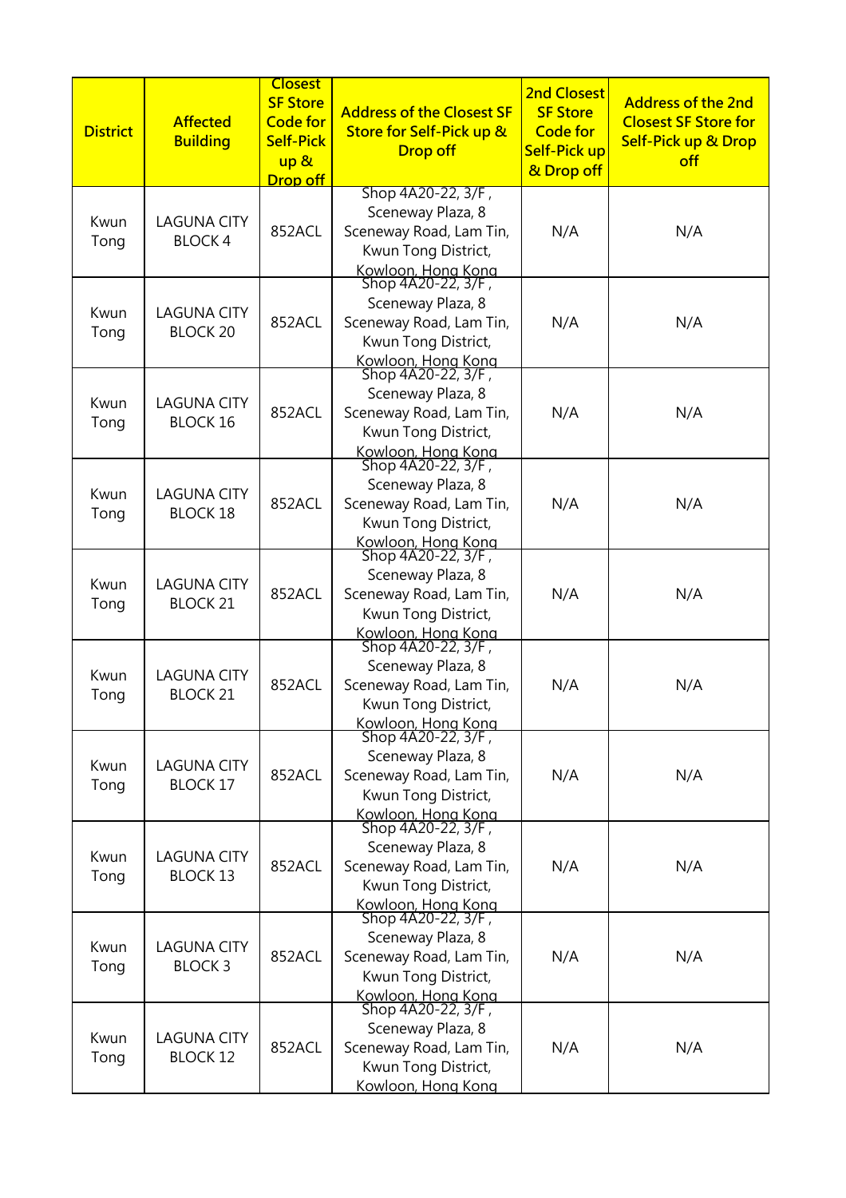| District | Affected Building | Closest SF Store Code for Self-Pick up & Drop off | Address of the Closest SF Store for Self-Pick up & Drop off | 2nd Closest SF Store Code for Self-Pick up & Drop off | Address of the 2nd Closest SF Store for Self-Pick up & Drop off |
|---|---|---|---|---|---|
| Kwun Tong | LAGUNA CITY BLOCK 4 | 852ACL | Shop 4A20-22, 3/F , Sceneway Plaza, 8 Sceneway Road, Lam Tin, Kwun Tong District, Kowloon, Hong Kong | N/A | N/A |
| Kwun Tong | LAGUNA CITY BLOCK 20 | 852ACL | Shop 4A20-22, 3/F , Sceneway Plaza, 8 Sceneway Road, Lam Tin, Kwun Tong District, Kowloon, Hong Kong | N/A | N/A |
| Kwun Tong | LAGUNA CITY BLOCK 16 | 852ACL | Shop 4A20-22, 3/F , Sceneway Plaza, 8 Sceneway Road, Lam Tin, Kwun Tong District, Kowloon, Hong Kong | N/A | N/A |
| Kwun Tong | LAGUNA CITY BLOCK 18 | 852ACL | Shop 4A20-22, 3/F , Sceneway Plaza, 8 Sceneway Road, Lam Tin, Kwun Tong District, Kowloon, Hong Kong | N/A | N/A |
| Kwun Tong | LAGUNA CITY BLOCK 21 | 852ACL | Shop 4A20-22, 3/F , Sceneway Plaza, 8 Sceneway Road, Lam Tin, Kwun Tong District, Kowloon, Hong Kong | N/A | N/A |
| Kwun Tong | LAGUNA CITY BLOCK 21 | 852ACL | Shop 4A20-22, 3/F , Sceneway Plaza, 8 Sceneway Road, Lam Tin, Kwun Tong District, Kowloon, Hong Kong | N/A | N/A |
| Kwun Tong | LAGUNA CITY BLOCK 17 | 852ACL | Shop 4A20-22, 3/F , Sceneway Plaza, 8 Sceneway Road, Lam Tin, Kwun Tong District, Kowloon, Hong Kong | N/A | N/A |
| Kwun Tong | LAGUNA CITY BLOCK 13 | 852ACL | Shop 4A20-22, 3/F , Sceneway Plaza, 8 Sceneway Road, Lam Tin, Kwun Tong District, Kowloon, Hong Kong | N/A | N/A |
| Kwun Tong | LAGUNA CITY BLOCK 3 | 852ACL | Shop 4A20-22, 3/F , Sceneway Plaza, 8 Sceneway Road, Lam Tin, Kwun Tong District, Kowloon, Hong Kong | N/A | N/A |
| Kwun Tong | LAGUNA CITY BLOCK 12 | 852ACL | Shop 4A20-22, 3/F , Sceneway Plaza, 8 Sceneway Road, Lam Tin, Kwun Tong District, Kowloon, Hong Kong | N/A | N/A |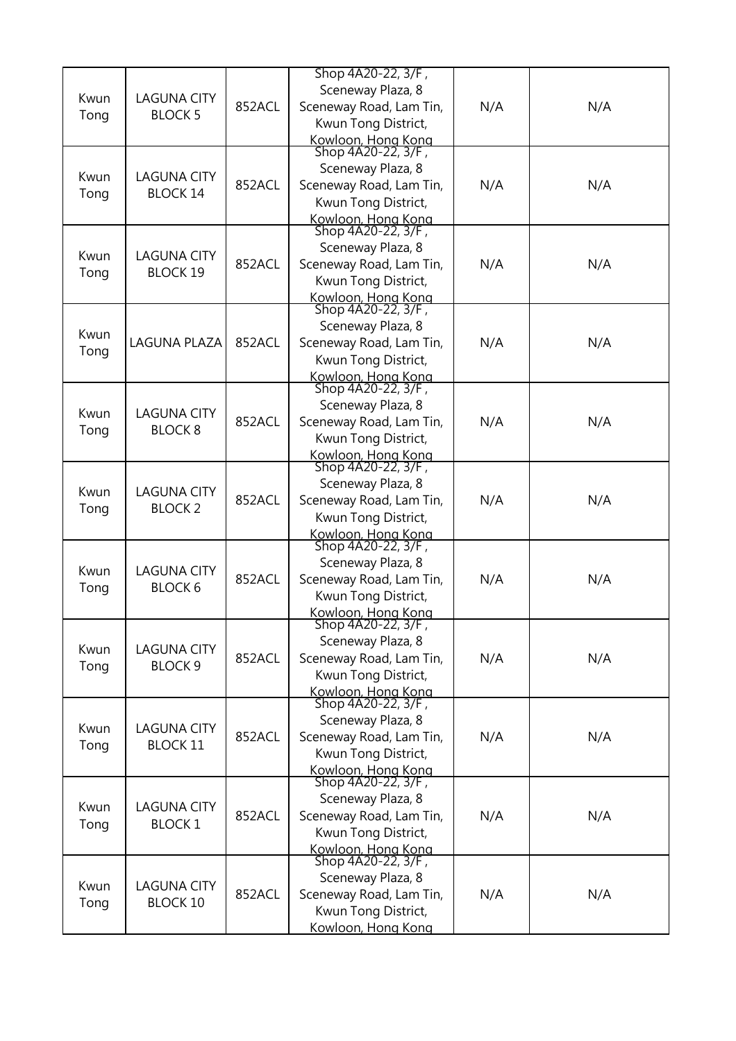| | | | | | |
|---|---|---|---|---|---|
| Kwun Tong | LAGUNA CITY BLOCK 5 | 852ACL | Shop 4A20-22, 3/F , Sceneway Plaza, 8 Sceneway Road, Lam Tin, Kwun Tong District, Kowloon, Hong Kong | N/A | N/A |
| Kwun Tong | LAGUNA CITY BLOCK 14 | 852ACL | Shop 4A20-22, 3/F , Sceneway Plaza, 8 Sceneway Road, Lam Tin, Kwun Tong District, Kowloon, Hong Kong | N/A | N/A |
| Kwun Tong | LAGUNA CITY BLOCK 19 | 852ACL | Shop 4A20-22, 3/F , Sceneway Plaza, 8 Sceneway Road, Lam Tin, Kwun Tong District, Kowloon, Hong Kong | N/A | N/A |
| Kwun Tong | LAGUNA PLAZA | 852ACL | Shop 4A20-22, 3/F , Sceneway Plaza, 8 Sceneway Road, Lam Tin, Kwun Tong District, Kowloon, Hong Kong | N/A | N/A |
| Kwun Tong | LAGUNA CITY BLOCK 8 | 852ACL | Shop 4A20-22, 3/F , Sceneway Plaza, 8 Sceneway Road, Lam Tin, Kwun Tong District, Kowloon, Hong Kong | N/A | N/A |
| Kwun Tong | LAGUNA CITY BLOCK 2 | 852ACL | Shop 4A20-22, 3/F , Sceneway Plaza, 8 Sceneway Road, Lam Tin, Kwun Tong District, Kowloon, Hong Kong | N/A | N/A |
| Kwun Tong | LAGUNA CITY BLOCK 6 | 852ACL | Shop 4A20-22, 3/F , Sceneway Plaza, 8 Sceneway Road, Lam Tin, Kwun Tong District, Kowloon, Hong Kong | N/A | N/A |
| Kwun Tong | LAGUNA CITY BLOCK 9 | 852ACL | Shop 4A20-22, 3/F , Sceneway Plaza, 8 Sceneway Road, Lam Tin, Kwun Tong District, Kowloon, Hong Kong | N/A | N/A |
| Kwun Tong | LAGUNA CITY BLOCK 11 | 852ACL | Shop 4A20-22, 3/F , Sceneway Plaza, 8 Sceneway Road, Lam Tin, Kwun Tong District, Kowloon, Hong Kong | N/A | N/A |
| Kwun Tong | LAGUNA CITY BLOCK 1 | 852ACL | Shop 4A20-22, 3/F , Sceneway Plaza, 8 Sceneway Road, Lam Tin, Kwun Tong District, Kowloon, Hong Kong | N/A | N/A |
| Kwun Tong | LAGUNA CITY BLOCK 10 | 852ACL | Shop 4A20-22, 3/F , Sceneway Plaza, 8 Sceneway Road, Lam Tin, Kwun Tong District, Kowloon, Hong Kong | N/A | N/A |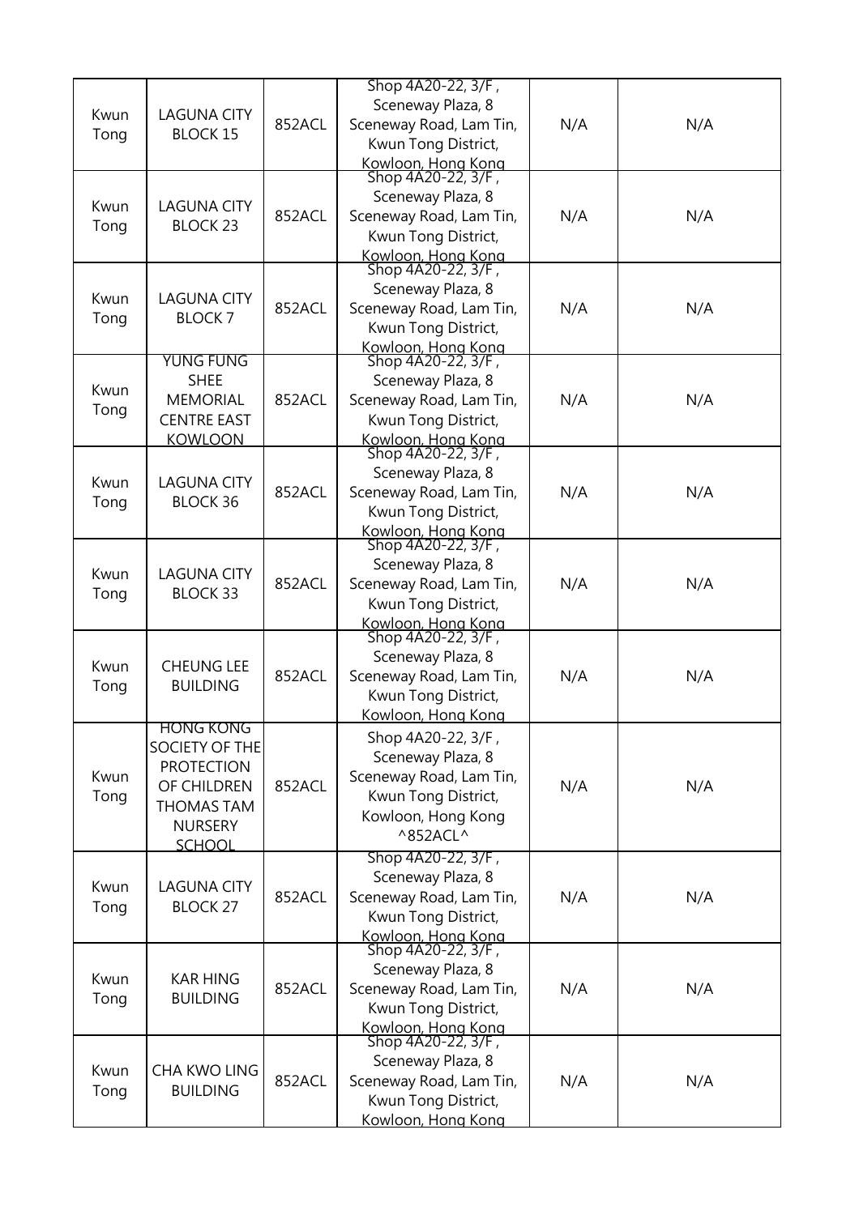| Kwun Tong | LAGUNA CITY BLOCK 15 | 852ACL | Shop 4A20-22, 3/F , Sceneway Plaza, 8 Sceneway Road, Lam Tin, Kwun Tong District, Kowloon, Hong Kong | N/A | N/A |
|---|---|---|---|---|---|
| Kwun Tong | LAGUNA CITY BLOCK 23 | 852ACL | Shop 4A20-22, 3/F , Sceneway Plaza, 8 Sceneway Road, Lam Tin, Kwun Tong District, Kowloon, Hong Kong | N/A | N/A |
| Kwun Tong | LAGUNA CITY BLOCK 7 | 852ACL | Shop 4A20-22, 3/F , Sceneway Plaza, 8 Sceneway Road, Lam Tin, Kwun Tong District, Kowloon, Hong Kong | N/A | N/A |
| Kwun Tong | YUNG FUNG SHEE MEMORIAL CENTRE EAST KOWLOON | 852ACL | Shop 4A20-22, 3/F , Sceneway Plaza, 8 Sceneway Road, Lam Tin, Kwun Tong District, Kowloon, Hong Kong | N/A | N/A |
| Kwun Tong | LAGUNA CITY BLOCK 36 | 852ACL | Shop 4A20-22, 3/F , Sceneway Plaza, 8 Sceneway Road, Lam Tin, Kwun Tong District, Kowloon, Hong Kong | N/A | N/A |
| Kwun Tong | LAGUNA CITY BLOCK 33 | 852ACL | Shop 4A20-22, 3/F , Sceneway Plaza, 8 Sceneway Road, Lam Tin, Kwun Tong District, Kowloon, Hong Kong | N/A | N/A |
| Kwun Tong | CHEUNG LEE BUILDING | 852ACL | Shop 4A20-22, 3/F , Sceneway Plaza, 8 Sceneway Road, Lam Tin, Kwun Tong District, Kowloon, Hong Kong | N/A | N/A |
| Kwun Tong | HONG KONG SOCIETY OF THE PROTECTION OF CHILDREN THOMAS TAM NURSERY SCHOOL | 852ACL | Shop 4A20-22, 3/F , Sceneway Plaza, 8 Sceneway Road, Lam Tin, Kwun Tong District, Kowloon, Hong Kong ^852ACL^ | N/A | N/A |
| Kwun Tong | LAGUNA CITY BLOCK 27 | 852ACL | Shop 4A20-22, 3/F , Sceneway Plaza, 8 Sceneway Road, Lam Tin, Kwun Tong District, Kowloon, Hong Kong | N/A | N/A |
| Kwun Tong | KAR HING BUILDING | 852ACL | Shop 4A20-22, 3/F , Sceneway Plaza, 8 Sceneway Road, Lam Tin, Kwun Tong District, Kowloon, Hong Kong | N/A | N/A |
| Kwun Tong | CHA KWO LING BUILDING | 852ACL | Shop 4A20-22, 3/F , Sceneway Plaza, 8 Sceneway Road, Lam Tin, Kwun Tong District, Kowloon, Hong Kong | N/A | N/A |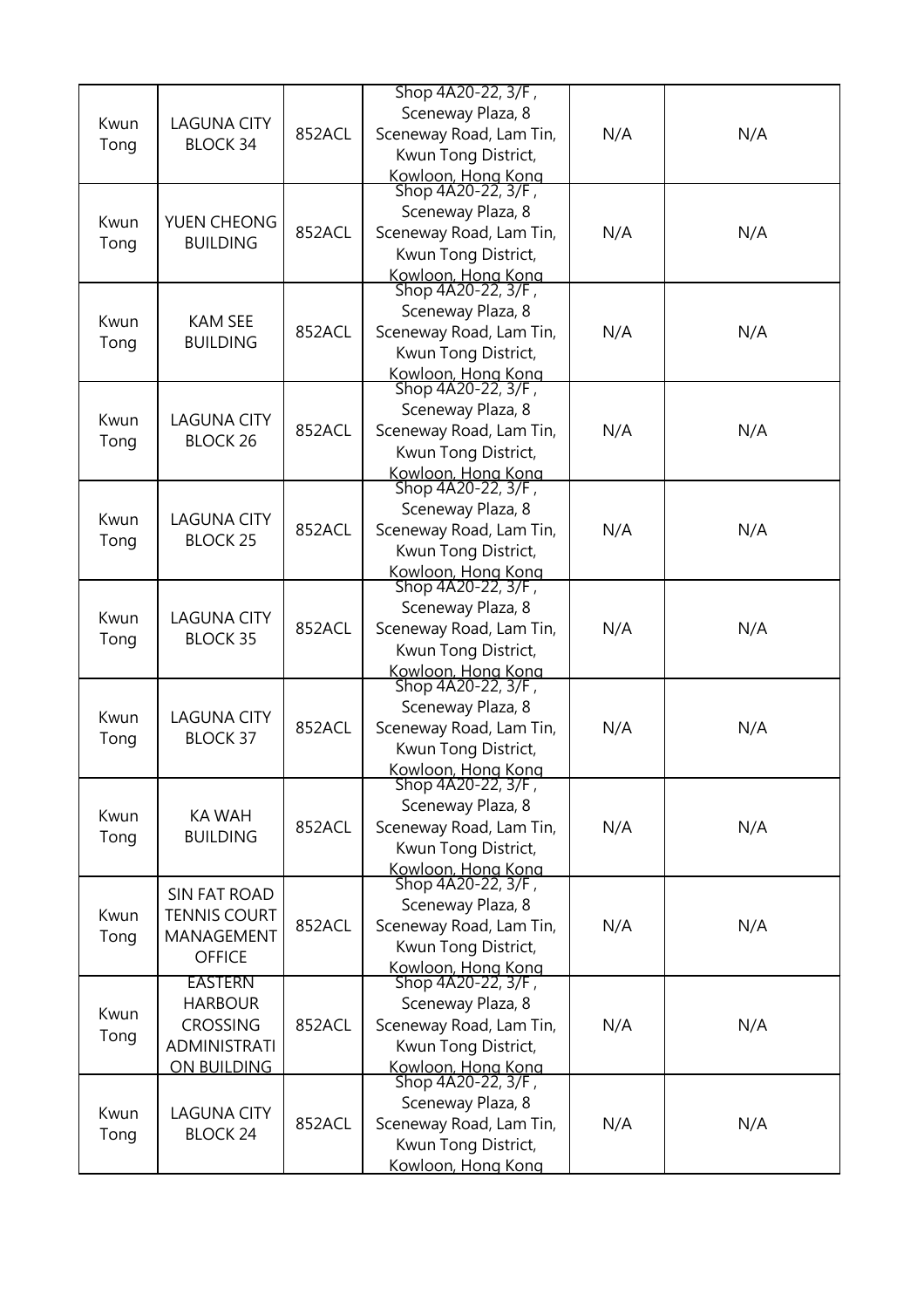| Kwun Tong | LAGUNA CITY BLOCK 34 | 852ACL | Shop 4A20-22, 3/F , Sceneway Plaza, 8 Sceneway Road, Lam Tin, Kwun Tong District, Kowloon, Hong Kong | N/A | N/A |
|---|---|---|---|---|---|
| Kwun Tong | YUEN CHEONG BUILDING | 852ACL | Shop 4A20-22, 3/F , Sceneway Plaza, 8 Sceneway Road, Lam Tin, Kwun Tong District, Kowloon, Hong Kong | N/A | N/A |
| Kwun Tong | KAM SEE BUILDING | 852ACL | Shop 4A20-22, 3/F , Sceneway Plaza, 8 Sceneway Road, Lam Tin, Kwun Tong District, Kowloon, Hong Kong | N/A | N/A |
| Kwun Tong | LAGUNA CITY BLOCK 26 | 852ACL | Shop 4A20-22, 3/F , Sceneway Plaza, 8 Sceneway Road, Lam Tin, Kwun Tong District, Kowloon, Hong Kong | N/A | N/A |
| Kwun Tong | LAGUNA CITY BLOCK 25 | 852ACL | Shop 4A20-22, 3/F , Sceneway Plaza, 8 Sceneway Road, Lam Tin, Kwun Tong District, Kowloon, Hong Kong | N/A | N/A |
| Kwun Tong | LAGUNA CITY BLOCK 35 | 852ACL | Shop 4A20-22, 3/F , Sceneway Plaza, 8 Sceneway Road, Lam Tin, Kwun Tong District, Kowloon, Hong Kong | N/A | N/A |
| Kwun Tong | LAGUNA CITY BLOCK 37 | 852ACL | Shop 4A20-22, 3/F , Sceneway Plaza, 8 Sceneway Road, Lam Tin, Kwun Tong District, Kowloon, Hong Kong | N/A | N/A |
| Kwun Tong | KA WAH BUILDING | 852ACL | Shop 4A20-22, 3/F , Sceneway Plaza, 8 Sceneway Road, Lam Tin, Kwun Tong District, Kowloon, Hong Kong | N/A | N/A |
| Kwun Tong | SIN FAT ROAD TENNIS COURT MANAGEMENT OFFICE | 852ACL | Shop 4A20-22, 3/F , Sceneway Plaza, 8 Sceneway Road, Lam Tin, Kwun Tong District, Kowloon, Hong Kong | N/A | N/A |
| Kwun Tong | EASTERN HARBOUR CROSSING ADMINISTRATION BUILDING | 852ACL | Shop 4A20-22, 3/F , Sceneway Plaza, 8 Sceneway Road, Lam Tin, Kwun Tong District, Kowloon, Hong Kong | N/A | N/A |
| Kwun Tong | LAGUNA CITY BLOCK 24 | 852ACL | Shop 4A20-22, 3/F , Sceneway Plaza, 8 Sceneway Road, Lam Tin, Kwun Tong District, Kowloon, Hong Kong | N/A | N/A |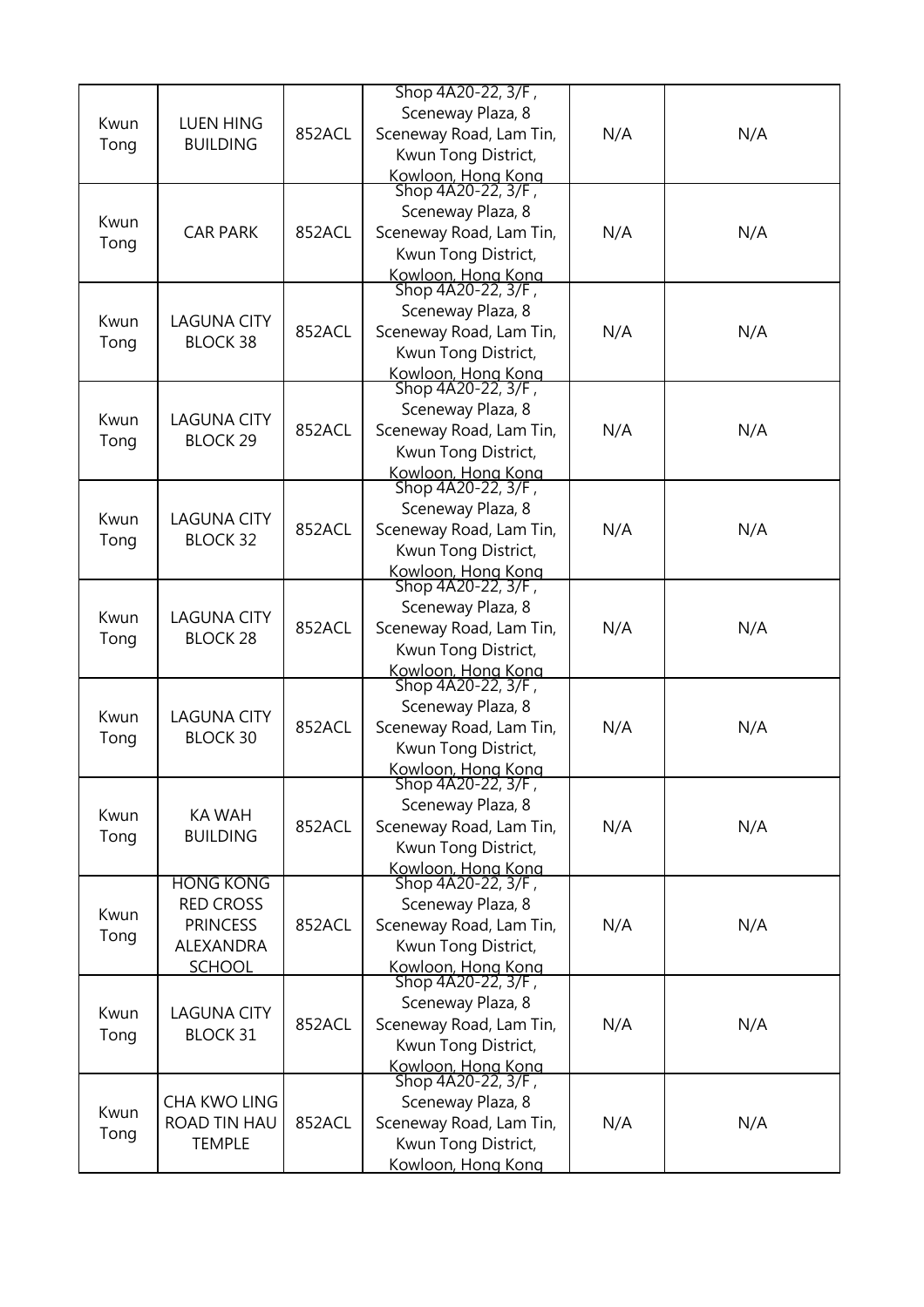| Kwun Tong | LUEN HING BUILDING | 852ACL | Shop 4A20-22, 3/F , Sceneway Plaza, 8 Sceneway Road, Lam Tin, Kwun Tong District, Kowloon, Hong Kong | N/A | N/A |
|---|---|---|---|---|---|
| Kwun Tong | CAR PARK | 852ACL | Shop 4A20-22, 3/F , Sceneway Plaza, 8 Sceneway Road, Lam Tin, Kwun Tong District, Kowloon, Hong Kong | N/A | N/A |
| Kwun Tong | LAGUNA CITY BLOCK 38 | 852ACL | Shop 4A20-22, 3/F , Sceneway Plaza, 8 Sceneway Road, Lam Tin, Kwun Tong District, Kowloon, Hong Kong | N/A | N/A |
| Kwun Tong | LAGUNA CITY BLOCK 29 | 852ACL | Shop 4A20-22, 3/F , Sceneway Plaza, 8 Sceneway Road, Lam Tin, Kwun Tong District, Kowloon, Hong Kong | N/A | N/A |
| Kwun Tong | LAGUNA CITY BLOCK 32 | 852ACL | Shop 4A20-22, 3/F , Sceneway Plaza, 8 Sceneway Road, Lam Tin, Kwun Tong District, Kowloon, Hong Kong | N/A | N/A |
| Kwun Tong | LAGUNA CITY BLOCK 28 | 852ACL | Shop 4A20-22, 3/F , Sceneway Plaza, 8 Sceneway Road, Lam Tin, Kwun Tong District, Kowloon, Hong Kong | N/A | N/A |
| Kwun Tong | LAGUNA CITY BLOCK 30 | 852ACL | Shop 4A20-22, 3/F , Sceneway Plaza, 8 Sceneway Road, Lam Tin, Kwun Tong District, Kowloon, Hong Kong | N/A | N/A |
| Kwun Tong | KA WAH BUILDING | 852ACL | Shop 4A20-22, 3/F , Sceneway Plaza, 8 Sceneway Road, Lam Tin, Kwun Tong District, Kowloon, Hong Kong | N/A | N/A |
| Kwun Tong | HONG KONG RED CROSS PRINCESS ALEXANDRA SCHOOL | 852ACL | Shop 4A20-22, 3/F , Sceneway Plaza, 8 Sceneway Road, Lam Tin, Kwun Tong District, Kowloon, Hong Kong | N/A | N/A |
| Kwun Tong | LAGUNA CITY BLOCK 31 | 852ACL | Shop 4A20-22, 3/F , Sceneway Plaza, 8 Sceneway Road, Lam Tin, Kwun Tong District, Kowloon, Hong Kong | N/A | N/A |
| Kwun Tong | CHA KWO LING ROAD TIN HAU TEMPLE | 852ACL | Shop 4A20-22, 3/F , Sceneway Plaza, 8 Sceneway Road, Lam Tin, Kwun Tong District, Kowloon, Hong Kong | N/A | N/A |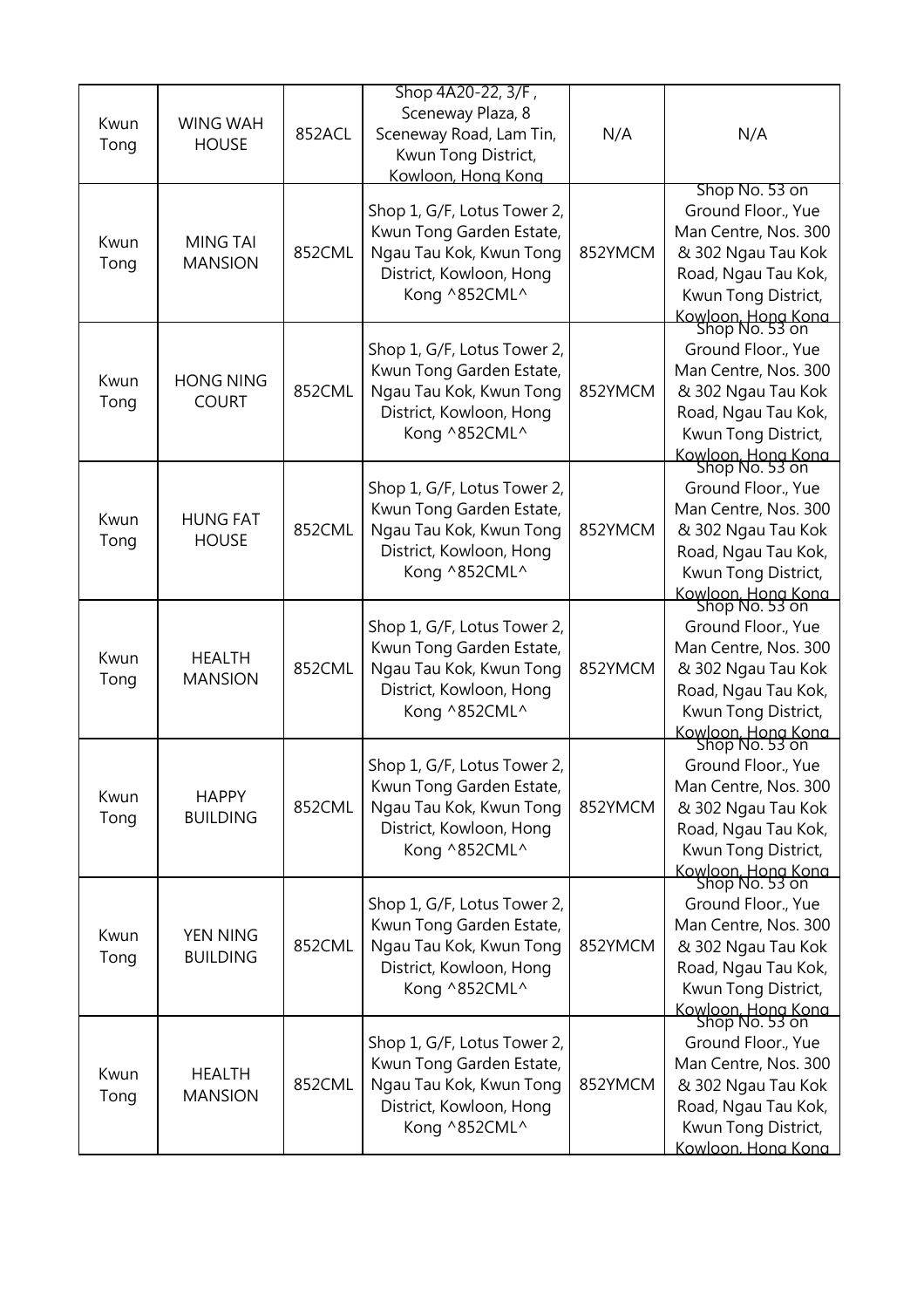| Kwun Tong | WING WAH HOUSE | 852ACL | Shop 4A20-22, 3/F , Sceneway Plaza, 8 Sceneway Road, Lam Tin, Kwun Tong District, Kowloon, Hong Kong | N/A | N/A |
|---|---|---|---|---|---|
| Kwun Tong | MING TAI MANSION | 852CML | Shop 1, G/F, Lotus Tower 2, Kwun Tong Garden Estate, Ngau Tau Kok, Kwun Tong District, Kowloon, Hong Kong ^852CML^ | 852YMCM | Shop No. 53 on Ground Floor., Yue Man Centre, Nos. 300 & 302 Ngau Tau Kok Road, Ngau Tau Kok, Kwun Tong District, Kowloon, Hong Kong |
| Kwun Tong | HONG NING COURT | 852CML | Shop 1, G/F, Lotus Tower 2, Kwun Tong Garden Estate, Ngau Tau Kok, Kwun Tong District, Kowloon, Hong Kong ^852CML^ | 852YMCM | Shop No. 53 on Ground Floor., Yue Man Centre, Nos. 300 & 302 Ngau Tau Kok Road, Ngau Tau Kok, Kwun Tong District, Kowloon, Hong Kong |
| Kwun Tong | HUNG FAT HOUSE | 852CML | Shop 1, G/F, Lotus Tower 2, Kwun Tong Garden Estate, Ngau Tau Kok, Kwun Tong District, Kowloon, Hong Kong ^852CML^ | 852YMCM | Shop No. 53 on Ground Floor., Yue Man Centre, Nos. 300 & 302 Ngau Tau Kok Road, Ngau Tau Kok, Kwun Tong District, Kowloon, Hong Kong |
| Kwun Tong | HEALTH MANSION | 852CML | Shop 1, G/F, Lotus Tower 2, Kwun Tong Garden Estate, Ngau Tau Kok, Kwun Tong District, Kowloon, Hong Kong ^852CML^ | 852YMCM | Shop No. 53 on Ground Floor., Yue Man Centre, Nos. 300 & 302 Ngau Tau Kok Road, Ngau Tau Kok, Kwun Tong District, Kowloon, Hong Kong |
| Kwun Tong | HAPPY BUILDING | 852CML | Shop 1, G/F, Lotus Tower 2, Kwun Tong Garden Estate, Ngau Tau Kok, Kwun Tong District, Kowloon, Hong Kong ^852CML^ | 852YMCM | Shop No. 53 on Ground Floor., Yue Man Centre, Nos. 300 & 302 Ngau Tau Kok Road, Ngau Tau Kok, Kwun Tong District, Kowloon, Hong Kong |
| Kwun Tong | YEN NING BUILDING | 852CML | Shop 1, G/F, Lotus Tower 2, Kwun Tong Garden Estate, Ngau Tau Kok, Kwun Tong District, Kowloon, Hong Kong ^852CML^ | 852YMCM | Shop No. 53 on Ground Floor., Yue Man Centre, Nos. 300 & 302 Ngau Tau Kok Road, Ngau Tau Kok, Kwun Tong District, Kowloon, Hong Kong |
| Kwun Tong | HEALTH MANSION | 852CML | Shop 1, G/F, Lotus Tower 2, Kwun Tong Garden Estate, Ngau Tau Kok, Kwun Tong District, Kowloon, Hong Kong ^852CML^ | 852YMCM | Shop No. 53 on Ground Floor., Yue Man Centre, Nos. 300 & 302 Ngau Tau Kok Road, Ngau Tau Kok, Kwun Tong District, Kowloon, Hong Kong |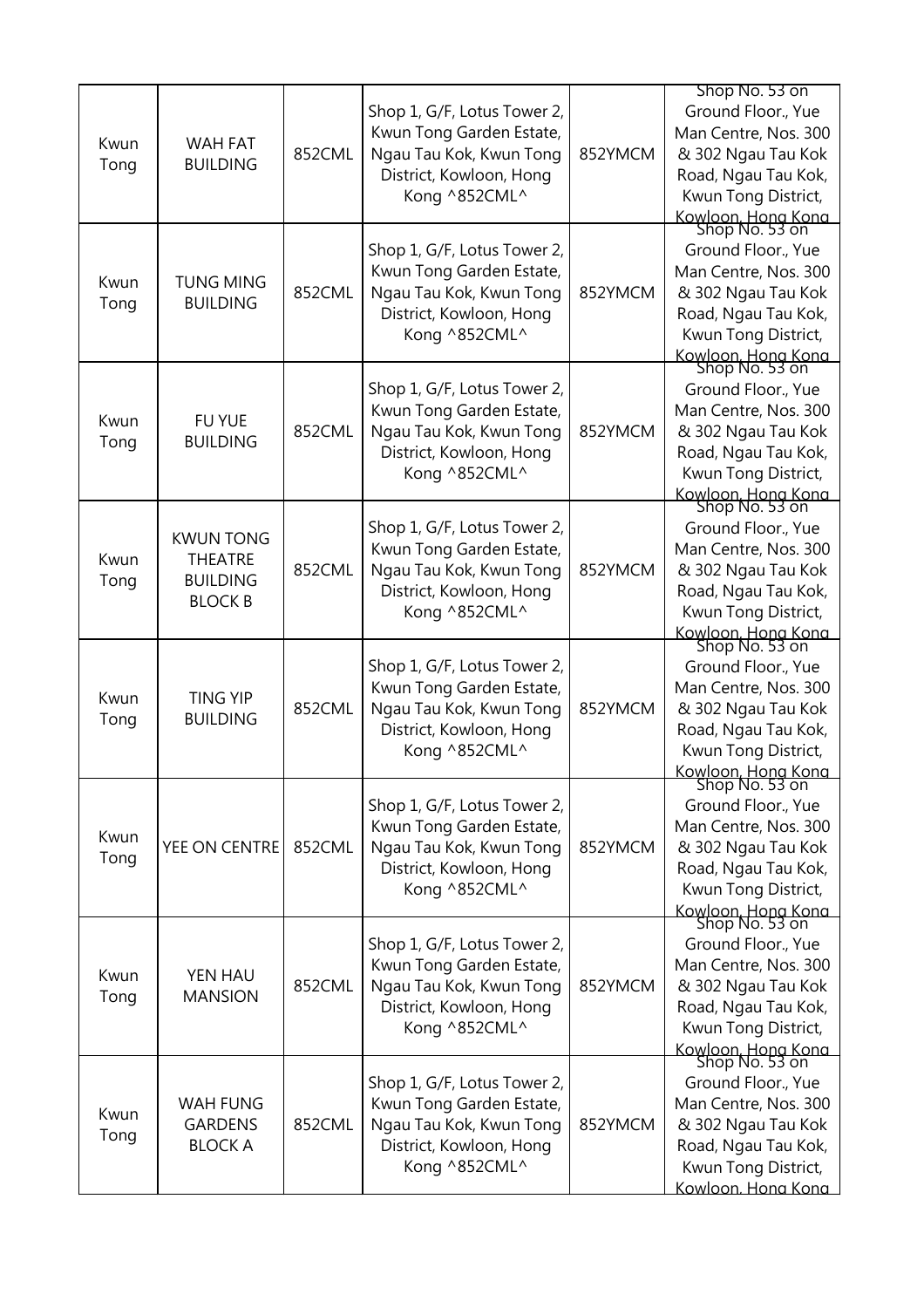| | | | | | |
|---|---|---|---|---|---|
| Kwun Tong | WAH FAT BUILDING | 852CML | Shop 1, G/F, Lotus Tower 2, Kwun Tong Garden Estate, Ngau Tau Kok, Kwun Tong District, Kowloon, Hong Kong ^852CML^ | 852YMCM | Shop No. 53 on Ground Floor., Yue Man Centre, Nos. 300 & 302 Ngau Tau Kok Road, Ngau Tau Kok, Kwun Tong District, Kowloon, Hong Kong |
| Kwun Tong | TUNG MING BUILDING | 852CML | Shop 1, G/F, Lotus Tower 2, Kwun Tong Garden Estate, Ngau Tau Kok, Kwun Tong District, Kowloon, Hong Kong ^852CML^ | 852YMCM | Shop No. 53 on Ground Floor., Yue Man Centre, Nos. 300 & 302 Ngau Tau Kok Road, Ngau Tau Kok, Kwun Tong District, Kowloon, Hong Kong |
| Kwun Tong | FU YUE BUILDING | 852CML | Shop 1, G/F, Lotus Tower 2, Kwun Tong Garden Estate, Ngau Tau Kok, Kwun Tong District, Kowloon, Hong Kong ^852CML^ | 852YMCM | Shop No. 53 on Ground Floor., Yue Man Centre, Nos. 300 & 302 Ngau Tau Kok Road, Ngau Tau Kok, Kwun Tong District, Kowloon, Hong Kong |
| Kwun Tong | KWUN TONG THEATRE BUILDING BLOCK B | 852CML | Shop 1, G/F, Lotus Tower 2, Kwun Tong Garden Estate, Ngau Tau Kok, Kwun Tong District, Kowloon, Hong Kong ^852CML^ | 852YMCM | Shop No. 53 on Ground Floor., Yue Man Centre, Nos. 300 & 302 Ngau Tau Kok Road, Ngau Tau Kok, Kwun Tong District, Kowloon, Hong Kong |
| Kwun Tong | TING YIP BUILDING | 852CML | Shop 1, G/F, Lotus Tower 2, Kwun Tong Garden Estate, Ngau Tau Kok, Kwun Tong District, Kowloon, Hong Kong ^852CML^ | 852YMCM | Shop No. 53 on Ground Floor., Yue Man Centre, Nos. 300 & 302 Ngau Tau Kok Road, Ngau Tau Kok, Kwun Tong District, Kowloon, Hong Kong |
| Kwun Tong | YEE ON CENTRE | 852CML | Shop 1, G/F, Lotus Tower 2, Kwun Tong Garden Estate, Ngau Tau Kok, Kwun Tong District, Kowloon, Hong Kong ^852CML^ | 852YMCM | Shop No. 53 on Ground Floor., Yue Man Centre, Nos. 300 & 302 Ngau Tau Kok Road, Ngau Tau Kok, Kwun Tong District, Kowloon, Hong Kong |
| Kwun Tong | YEN HAU MANSION | 852CML | Shop 1, G/F, Lotus Tower 2, Kwun Tong Garden Estate, Ngau Tau Kok, Kwun Tong District, Kowloon, Hong Kong ^852CML^ | 852YMCM | Shop No. 53 on Ground Floor., Yue Man Centre, Nos. 300 & 302 Ngau Tau Kok Road, Ngau Tau Kok, Kwun Tong District, Kowloon, Hong Kong |
| Kwun Tong | WAH FUNG GARDENS BLOCK A | 852CML | Shop 1, G/F, Lotus Tower 2, Kwun Tong Garden Estate, Ngau Tau Kok, Kwun Tong District, Kowloon, Hong Kong ^852CML^ | 852YMCM | Shop No. 53 on Ground Floor., Yue Man Centre, Nos. 300 & 302 Ngau Tau Kok Road, Ngau Tau Kok, Kwun Tong District, Kowloon, Hong Kong |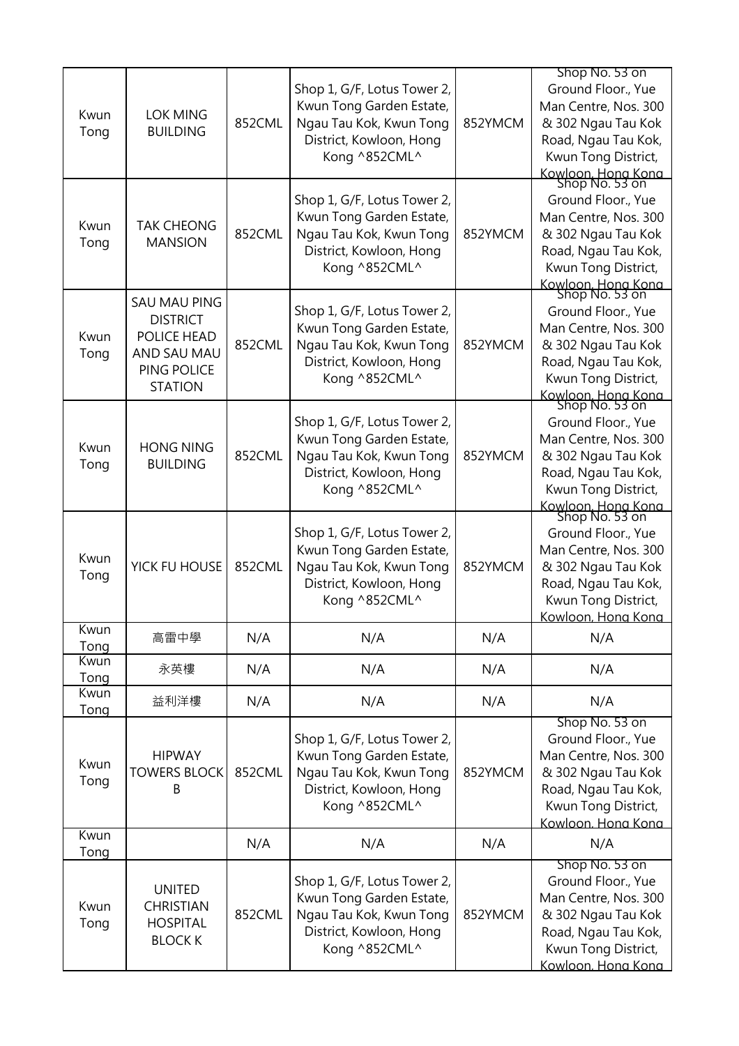| | | | | | |
|---|---|---|---|---|---|
| Kwun Tong | LOK MING BUILDING | 852CML | Shop 1, G/F, Lotus Tower 2, Kwun Tong Garden Estate, Ngau Tau Kok, Kwun Tong District, Kowloon, Hong Kong ^852CML^ | 852YMCM | Shop No. 53 on Ground Floor., Yue Man Centre, Nos. 300 & 302 Ngau Tau Kok Road, Ngau Tau Kok, Kwun Tong District, Kowloon, Hong Kong |
| Kwun Tong | TAK CHEONG MANSION | 852CML | Shop 1, G/F, Lotus Tower 2, Kwun Tong Garden Estate, Ngau Tau Kok, Kwun Tong District, Kowloon, Hong Kong ^852CML^ | 852YMCM | Shop No. 53 on Ground Floor., Yue Man Centre, Nos. 300 & 302 Ngau Tau Kok Road, Ngau Tau Kok, Kwun Tong District, Kowloon, Hong Kong |
| Kwun Tong | SAU MAU PING DISTRICT POLICE HEAD AND SAU MAU PING POLICE STATION | 852CML | Shop 1, G/F, Lotus Tower 2, Kwun Tong Garden Estate, Ngau Tau Kok, Kwun Tong District, Kowloon, Hong Kong ^852CML^ | 852YMCM | Shop No. 53 on Ground Floor., Yue Man Centre, Nos. 300 & 302 Ngau Tau Kok Road, Ngau Tau Kok, Kwun Tong District, Kowloon, Hong Kong |
| Kwun Tong | HONG NING BUILDING | 852CML | Shop 1, G/F, Lotus Tower 2, Kwun Tong Garden Estate, Ngau Tau Kok, Kwun Tong District, Kowloon, Hong Kong ^852CML^ | 852YMCM | Shop No. 53 on Ground Floor., Yue Man Centre, Nos. 300 & 302 Ngau Tau Kok Road, Ngau Tau Kok, Kwun Tong District, Kowloon, Hong Kong |
| Kwun Tong | YICK FU HOUSE | 852CML | Shop 1, G/F, Lotus Tower 2, Kwun Tong Garden Estate, Ngau Tau Kok, Kwun Tong District, Kowloon, Hong Kong ^852CML^ | 852YMCM | Shop No. 53 on Ground Floor., Yue Man Centre, Nos. 300 & 302 Ngau Tau Kok Road, Ngau Tau Kok, Kwun Tong District, Kowloon, Hong Kong |
| Kwun Tong | 高雷中學 | N/A | N/A | N/A | N/A |
| Kwun Tong | 永英樓 | N/A | N/A | N/A | N/A |
| Kwun Tong | 益利洋樓 | N/A | N/A | N/A | N/A |
| Kwun Tong | HIPWAY TOWERS BLOCK B | 852CML | Shop 1, G/F, Lotus Tower 2, Kwun Tong Garden Estate, Ngau Tau Kok, Kwun Tong District, Kowloon, Hong Kong ^852CML^ | 852YMCM | Shop No. 53 on Ground Floor., Yue Man Centre, Nos. 300 & 302 Ngau Tau Kok Road, Ngau Tau Kok, Kwun Tong District, Kowloon, Hong Kong |
| Kwun Tong | | N/A | N/A | N/A | N/A |
| Kwun Tong | UNITED CHRISTIAN HOSPITAL BLOCK K | 852CML | Shop 1, G/F, Lotus Tower 2, Kwun Tong Garden Estate, Ngau Tau Kok, Kwun Tong District, Kowloon, Hong Kong ^852CML^ | 852YMCM | Shop No. 53 on Ground Floor., Yue Man Centre, Nos. 300 & 302 Ngau Tau Kok Road, Ngau Tau Kok, Kwun Tong District, Kowloon, Hong Kong |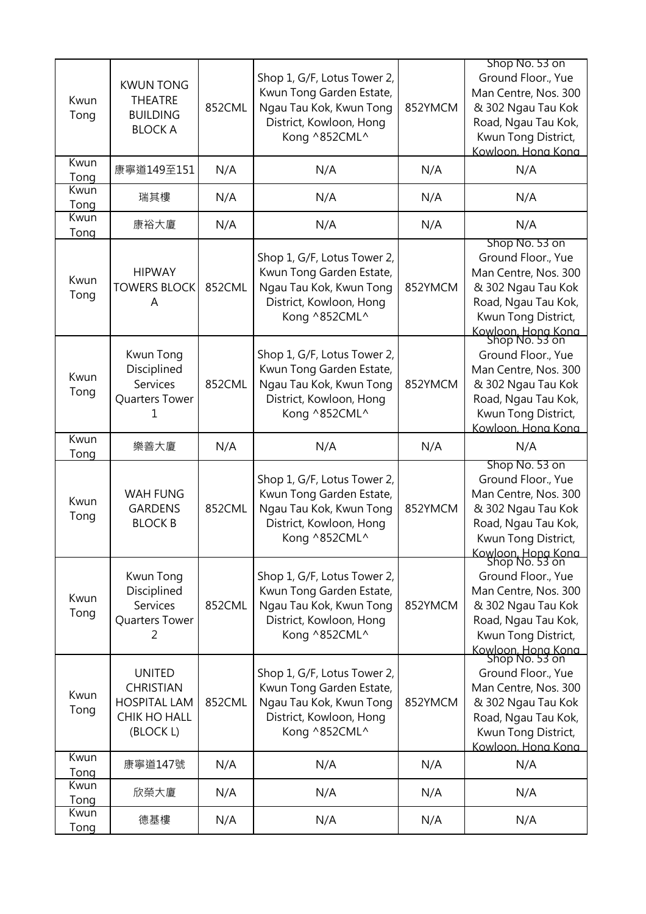| | | | | | |
|---|---|---|---|---|---|
| Kwun Tong | KWUN TONG THEATRE BUILDING BLOCK A | 852CML | Shop 1, G/F, Lotus Tower 2, Kwun Tong Garden Estate, Ngau Tau Kok, Kwun Tong District, Kowloon, Hong Kong ^852CML^ | 852YMCM | Shop No. 53 on Ground Floor., Yue Man Centre, Nos. 300 & 302 Ngau Tau Kok Road, Ngau Tau Kok, Kwun Tong District, Kowloon, Hong Kong |
| Kwun Tong | 康寧道149至151 | N/A | N/A | N/A | N/A |
| Kwun Tong | 瑞其樓 | N/A | N/A | N/A | N/A |
| Kwun Tong | 康裕大廈 | N/A | N/A | N/A | N/A |
| Kwun Tong | HIPWAY TOWERS BLOCK A | 852CML | Shop 1, G/F, Lotus Tower 2, Kwun Tong Garden Estate, Ngau Tau Kok, Kwun Tong District, Kowloon, Hong Kong ^852CML^ | 852YMCM | Shop No. 53 on Ground Floor., Yue Man Centre, Nos. 300 & 302 Ngau Tau Kok Road, Ngau Tau Kok, Kwun Tong District, Kowloon, Hong Kong |
| Kwun Tong | Kwun Tong Disciplined Services Quarters Tower 1 | 852CML | Shop 1, G/F, Lotus Tower 2, Kwun Tong Garden Estate, Ngau Tau Kok, Kwun Tong District, Kowloon, Hong Kong ^852CML^ | 852YMCM | Shop No. 53 on Ground Floor., Yue Man Centre, Nos. 300 & 302 Ngau Tau Kok Road, Ngau Tau Kok, Kwun Tong District, Kowloon, Hong Kong |
| Kwun Tong | 樂善大廈 | N/A | N/A | N/A | N/A |
| Kwun Tong | WAH FUNG GARDENS BLOCK B | 852CML | Shop 1, G/F, Lotus Tower 2, Kwun Tong Garden Estate, Ngau Tau Kok, Kwun Tong District, Kowloon, Hong Kong ^852CML^ | 852YMCM | Shop No. 53 on Ground Floor., Yue Man Centre, Nos. 300 & 302 Ngau Tau Kok Road, Ngau Tau Kok, Kwun Tong District, Kowloon, Hong Kong |
| Kwun Tong | Kwun Tong Disciplined Services Quarters Tower 2 | 852CML | Shop 1, G/F, Lotus Tower 2, Kwun Tong Garden Estate, Ngau Tau Kok, Kwun Tong District, Kowloon, Hong Kong ^852CML^ | 852YMCM | Shop No. 53 on Ground Floor., Yue Man Centre, Nos. 300 & 302 Ngau Tau Kok Road, Ngau Tau Kok, Kwun Tong District, Kowloon, Hong Kong |
| Kwun Tong | UNITED CHRISTIAN HOSPITAL LAM CHIK HO HALL (BLOCK L) | 852CML | Shop 1, G/F, Lotus Tower 2, Kwun Tong Garden Estate, Ngau Tau Kok, Kwun Tong District, Kowloon, Hong Kong ^852CML^ | 852YMCM | Shop No. 53 on Ground Floor., Yue Man Centre, Nos. 300 & 302 Ngau Tau Kok Road, Ngau Tau Kok, Kwun Tong District, Kowloon, Hong Kong |
| Kwun Tong | 康寧道147號 | N/A | N/A | N/A | N/A |
| Kwun Tong | 欣榮大廈 | N/A | N/A | N/A | N/A |
| Kwun Tong | 德基樓 | N/A | N/A | N/A | N/A |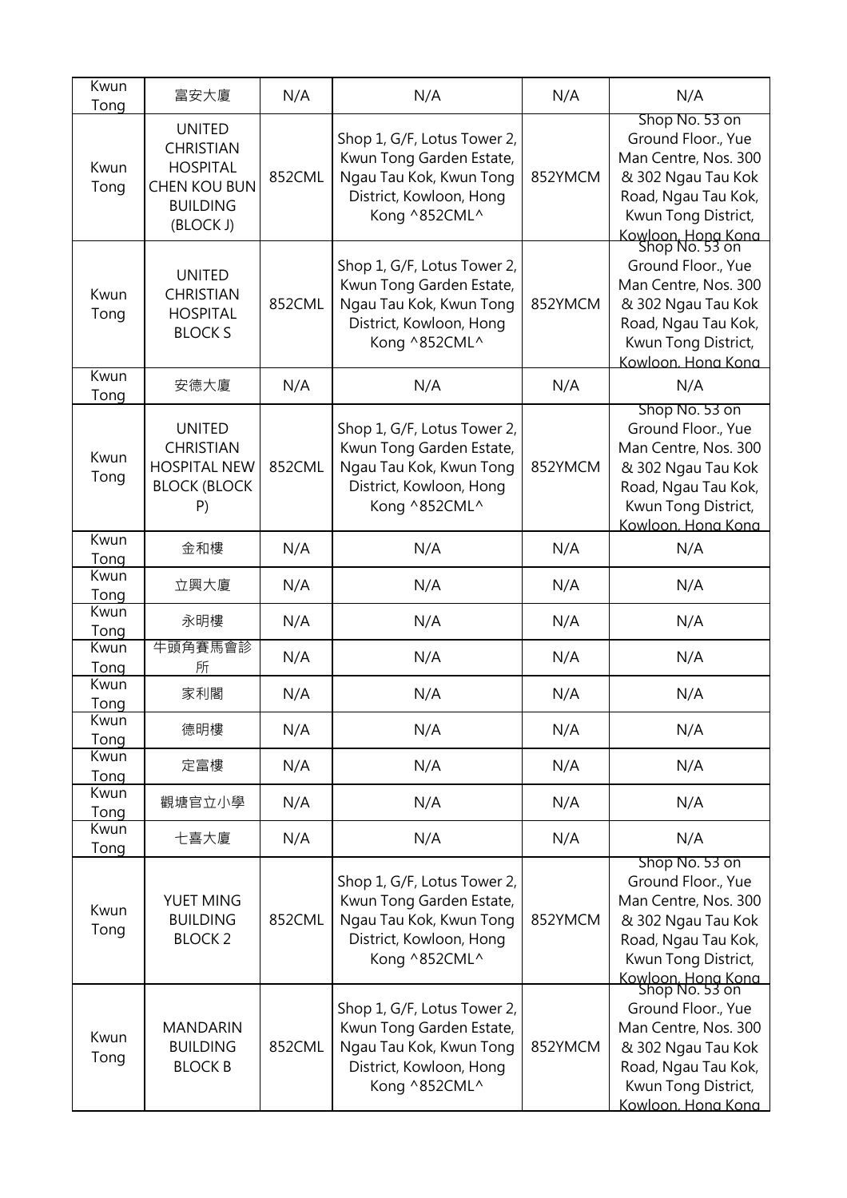| Kwun Tong | 富安大廈 | N/A | N/A | N/A | N/A |
|---|---|---|---|---|---|
| Kwun Tong | UNITED CHRISTIAN HOSPITAL CHEN KOU BUN BUILDING (BLOCK J) | 852CML | Shop 1, G/F, Lotus Tower 2, Kwun Tong Garden Estate, Ngau Tau Kok, Kwun Tong District, Kowloon, Hong Kong ^852CML^ | 852YMCM | Shop No. 53 on Ground Floor., Yue Man Centre, Nos. 300 & 302 Ngau Tau Kok Road, Ngau Tau Kok, Kwun Tong District, Kowloon, Hong Kong |
| Kwun Tong | UNITED CHRISTIAN HOSPITAL BLOCK S | 852CML | Shop 1, G/F, Lotus Tower 2, Kwun Tong Garden Estate, Ngau Tau Kok, Kwun Tong District, Kowloon, Hong Kong ^852CML^ | 852YMCM | Shop No. 53 on Ground Floor., Yue Man Centre, Nos. 300 & 302 Ngau Tau Kok Road, Ngau Tau Kok, Kwun Tong District, Kowloon, Hong Kong |
| Kwun Tong | 安德大廈 | N/A | N/A | N/A | N/A |
| Kwun Tong | UNITED CHRISTIAN HOSPITAL NEW BLOCK (BLOCK P) | 852CML | Shop 1, G/F, Lotus Tower 2, Kwun Tong Garden Estate, Ngau Tau Kok, Kwun Tong District, Kowloon, Hong Kong ^852CML^ | 852YMCM | Shop No. 53 on Ground Floor., Yue Man Centre, Nos. 300 & 302 Ngau Tau Kok Road, Ngau Tau Kok, Kwun Tong District, Kowloon, Hong Kong |
| Kwun Tong | 金和樓 | N/A | N/A | N/A | N/A |
| Kwun Tong | 立興大廈 | N/A | N/A | N/A | N/A |
| Kwun Tong | 永明樓 | N/A | N/A | N/A | N/A |
| Kwun Tong | 牛頭角賽馬會診所 | N/A | N/A | N/A | N/A |
| Kwun Tong | 家利閣 | N/A | N/A | N/A | N/A |
| Kwun Tong | 德明樓 | N/A | N/A | N/A | N/A |
| Kwun Tong | 定富樓 | N/A | N/A | N/A | N/A |
| Kwun Tong | 觀塘官立小學 | N/A | N/A | N/A | N/A |
| Kwun Tong | 七喜大廈 | N/A | N/A | N/A | N/A |
| Kwun Tong | YUET MING BUILDING BLOCK 2 | 852CML | Shop 1, G/F, Lotus Tower 2, Kwun Tong Garden Estate, Ngau Tau Kok, Kwun Tong District, Kowloon, Hong Kong ^852CML^ | 852YMCM | Shop No. 53 on Ground Floor., Yue Man Centre, Nos. 300 & 302 Ngau Tau Kok Road, Ngau Tau Kok, Kwun Tong District, Kowloon, Hong Kong |
| Kwun Tong | MANDARIN BUILDING BLOCK B | 852CML | Shop 1, G/F, Lotus Tower 2, Kwun Tong Garden Estate, Ngau Tau Kok, Kwun Tong District, Kowloon, Hong Kong ^852CML^ | 852YMCM | Shop No. 53 on Ground Floor., Yue Man Centre, Nos. 300 & 302 Ngau Tau Kok Road, Ngau Tau Kok, Kwun Tong District, Kowloon, Hong Kong |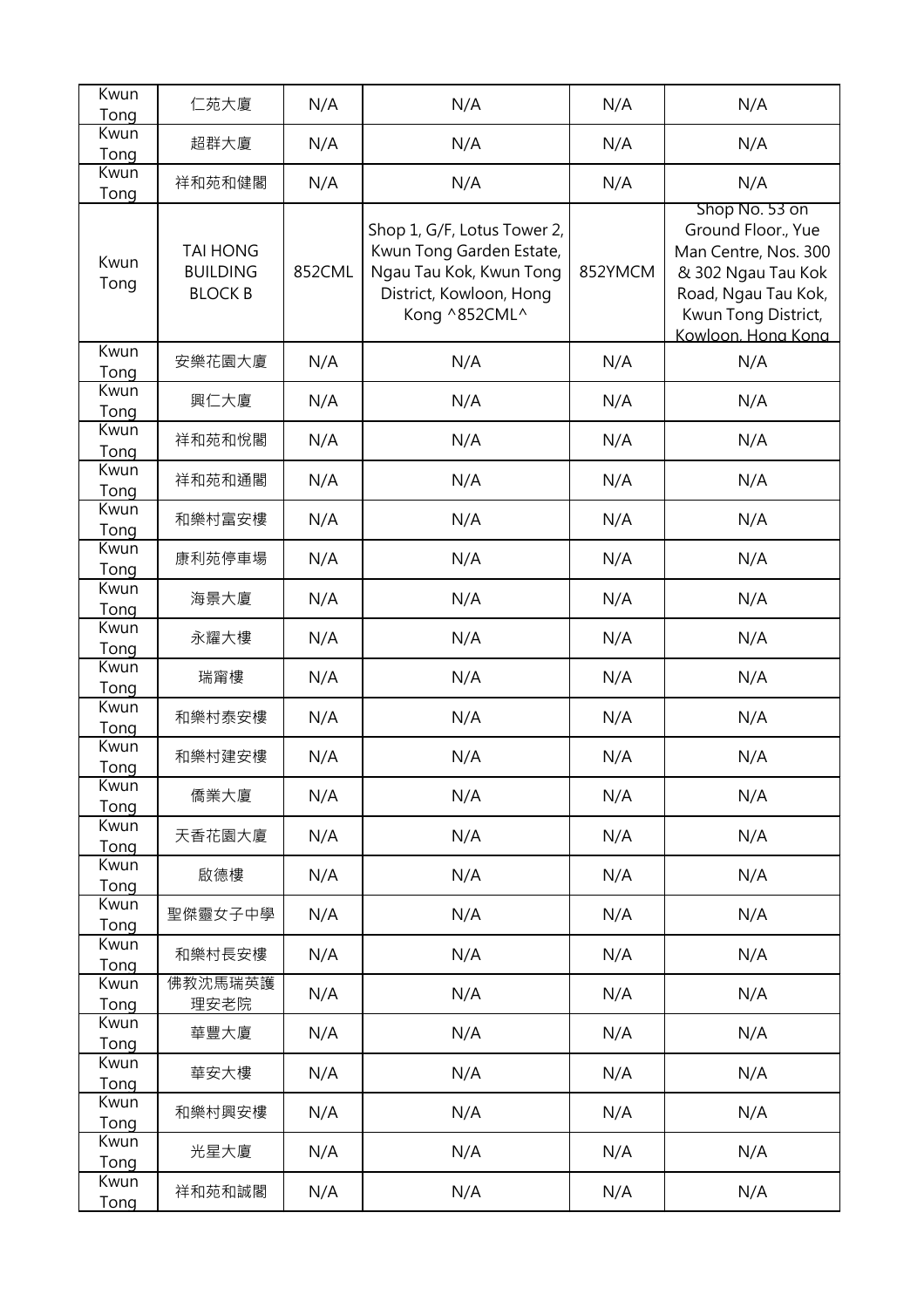| Kwun Tong | 仁苑大廈 | N/A | N/A | N/A | N/A |
|---|---|---|---|---|---|
| Kwun Tong | 超群大廈 | N/A | N/A | N/A | N/A |
| Kwun Tong | 祥和苑和健閣 | N/A | N/A | N/A | N/A |
| Kwun Tong | TAI HONG BUILDING BLOCK B | 852CML | Shop 1, G/F, Lotus Tower 2, Kwun Tong Garden Estate, Ngau Tau Kok, Kwun Tong District, Kowloon, Hong Kong ^852CML^ | 852YMCM | Shop No. 53 on Ground Floor., Yue Man Centre, Nos. 300 & 302 Ngau Tau Kok Road, Ngau Tau Kok, Kwun Tong District, Kowloon, Hong Kong |
| Kwun Tong | 安樂花園大廈 | N/A | N/A | N/A | N/A |
| Kwun Tong | 興仁大廈 | N/A | N/A | N/A | N/A |
| Kwun Tong | 祥和苑和悅閣 | N/A | N/A | N/A | N/A |
| Kwun Tong | 祥和苑和通閣 | N/A | N/A | N/A | N/A |
| Kwun Tong | 和樂村富安樓 | N/A | N/A | N/A | N/A |
| Kwun Tong | 康利苑停車場 | N/A | N/A | N/A | N/A |
| Kwun Tong | 海景大廈 | N/A | N/A | N/A | N/A |
| Kwun Tong | 永耀大樓 | N/A | N/A | N/A | N/A |
| Kwun Tong | 瑞甯樓 | N/A | N/A | N/A | N/A |
| Kwun Tong | 和樂村泰安樓 | N/A | N/A | N/A | N/A |
| Kwun Tong | 和樂村建安樓 | N/A | N/A | N/A | N/A |
| Kwun Tong | 僑業大廈 | N/A | N/A | N/A | N/A |
| Kwun Tong | 天香花園大廈 | N/A | N/A | N/A | N/A |
| Kwun Tong | 啟德樓 | N/A | N/A | N/A | N/A |
| Kwun Tong | 聖傑靈女子中學 | N/A | N/A | N/A | N/A |
| Kwun Tong | 和樂村長安樓 | N/A | N/A | N/A | N/A |
| Kwun Tong | 佛教沈馬瑞英護理安老院 | N/A | N/A | N/A | N/A |
| Kwun Tong | 華豐大廈 | N/A | N/A | N/A | N/A |
| Kwun Tong | 華安大樓 | N/A | N/A | N/A | N/A |
| Kwun Tong | 和樂村興安樓 | N/A | N/A | N/A | N/A |
| Kwun Tong | 光星大廈 | N/A | N/A | N/A | N/A |
| Kwun Tong | 祥和苑和誠閣 | N/A | N/A | N/A | N/A |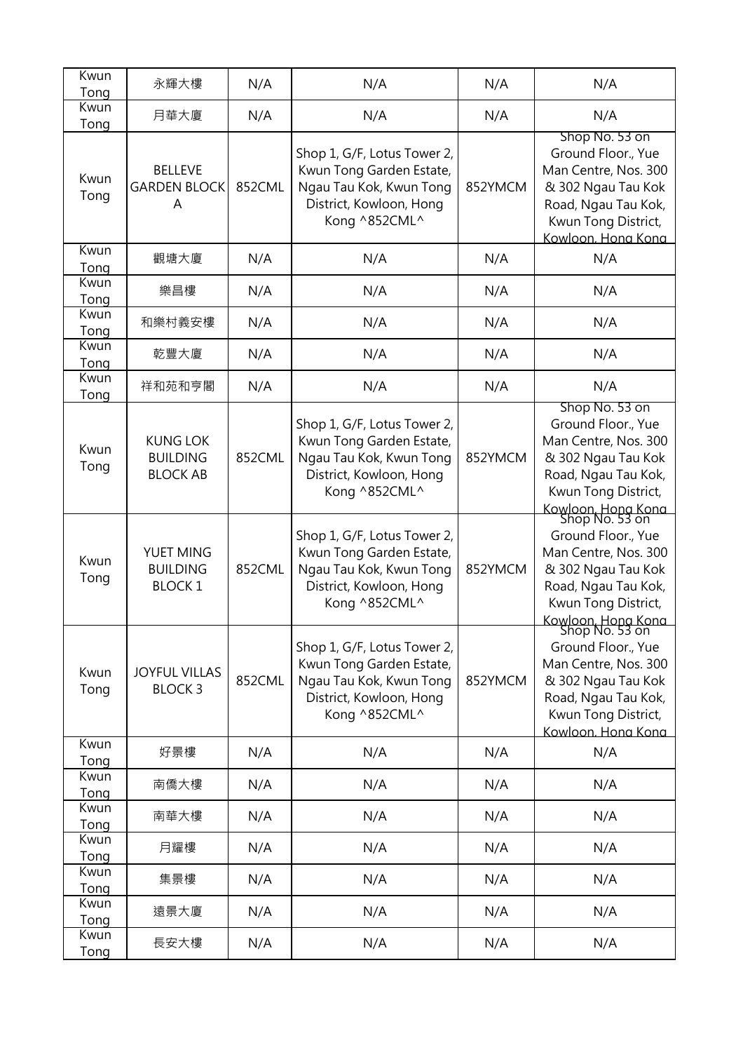| Kwun Tong | 永輝大樓 | N/A | N/A | N/A | N/A |
|---|---|---|---|---|---|
| Kwun Tong | 月華大廈 | N/A | N/A | N/A | N/A |
| Kwun Tong | BELLEVE GARDEN BLOCK A | 852CML | Shop 1, G/F, Lotus Tower 2, Kwun Tong Garden Estate, Ngau Tau Kok, Kwun Tong District, Kowloon, Hong Kong ^852CML^ | 852YMCM | Shop No. 53 on Ground Floor., Yue Man Centre, Nos. 300 & 302 Ngau Tau Kok Road, Ngau Tau Kok, Kwun Tong District, Kowloon, Hong Kong |
| Kwun Tong | 觀塘大廈 | N/A | N/A | N/A | N/A |
| Kwun Tong | 樂昌樓 | N/A | N/A | N/A | N/A |
| Kwun Tong | 和樂村義安樓 | N/A | N/A | N/A | N/A |
| Kwun Tong | 乾豐大廈 | N/A | N/A | N/A | N/A |
| Kwun Tong | 祥和苑和亨閣 | N/A | N/A | N/A | N/A |
| Kwun Tong | KUNG LOK BUILDING BLOCK AB | 852CML | Shop 1, G/F, Lotus Tower 2, Kwun Tong Garden Estate, Ngau Tau Kok, Kwun Tong District, Kowloon, Hong Kong ^852CML^ | 852YMCM | Shop No. 53 on Ground Floor., Yue Man Centre, Nos. 300 & 302 Ngau Tau Kok Road, Ngau Tau Kok, Kwun Tong District, Kowloon, Hong Kong |
| Kwun Tong | YUET MING BUILDING BLOCK 1 | 852CML | Shop 1, G/F, Lotus Tower 2, Kwun Tong Garden Estate, Ngau Tau Kok, Kwun Tong District, Kowloon, Hong Kong ^852CML^ | 852YMCM | Shop No. 53 on Ground Floor., Yue Man Centre, Nos. 300 & 302 Ngau Tau Kok Road, Ngau Tau Kok, Kwun Tong District, Kowloon, Hong Kong |
| Kwun Tong | JOYFUL VILLAS BLOCK 3 | 852CML | Shop 1, G/F, Lotus Tower 2, Kwun Tong Garden Estate, Ngau Tau Kok, Kwun Tong District, Kowloon, Hong Kong ^852CML^ | 852YMCM | Shop No. 53 on Ground Floor., Yue Man Centre, Nos. 300 & 302 Ngau Tau Kok Road, Ngau Tau Kok, Kwun Tong District, Kowloon, Hong Kong |
| Kwun Tong | 好景樓 | N/A | N/A | N/A | N/A |
| Kwun Tong | 南僑大樓 | N/A | N/A | N/A | N/A |
| Kwun Tong | 南華大樓 | N/A | N/A | N/A | N/A |
| Kwun Tong | 月耀樓 | N/A | N/A | N/A | N/A |
| Kwun Tong | 集景樓 | N/A | N/A | N/A | N/A |
| Kwun Tong | 遠景大廈 | N/A | N/A | N/A | N/A |
| Kwun Tong | 長安大樓 | N/A | N/A | N/A | N/A |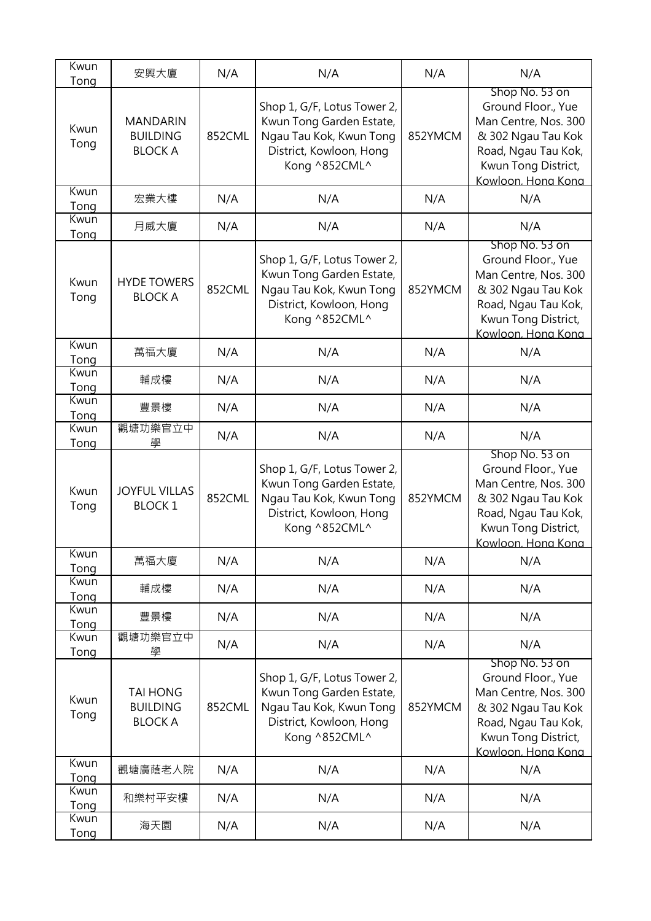| Kwun Tong | 安興大廈 | N/A | N/A | N/A | N/A |
|---|---|---|---|---|---|
| Kwun Tong | MANDARIN BUILDING BLOCK A | 852CML | Shop 1, G/F, Lotus Tower 2, Kwun Tong Garden Estate, Ngau Tau Kok, Kwun Tong District, Kowloon, Hong Kong ^852CML^ | 852YMCM | Shop No. 53 on Ground Floor., Yue Man Centre, Nos. 300 & 302 Ngau Tau Kok Road, Ngau Tau Kok, Kwun Tong District, Kowloon, Hong Kong |
| Kwun Tong | 宏業大樓 | N/A | N/A | N/A | N/A |
| Kwun Tong | 月威大廈 | N/A | N/A | N/A | N/A |
| Kwun Tong | HYDE TOWERS BLOCK A | 852CML | Shop 1, G/F, Lotus Tower 2, Kwun Tong Garden Estate, Ngau Tau Kok, Kwun Tong District, Kowloon, Hong Kong ^852CML^ | 852YMCM | Shop No. 53 on Ground Floor., Yue Man Centre, Nos. 300 & 302 Ngau Tau Kok Road, Ngau Tau Kok, Kwun Tong District, Kowloon, Hong Kong |
| Kwun Tong | 萬福大廈 | N/A | N/A | N/A | N/A |
| Kwun Tong | 輔成樓 | N/A | N/A | N/A | N/A |
| Kwun Tong | 豐景樓 | N/A | N/A | N/A | N/A |
| Kwun Tong | 觀塘功樂官立中學 | N/A | N/A | N/A | N/A |
| Kwun Tong | JOYFUL VILLAS BLOCK 1 | 852CML | Shop 1, G/F, Lotus Tower 2, Kwun Tong Garden Estate, Ngau Tau Kok, Kwun Tong District, Kowloon, Hong Kong ^852CML^ | 852YMCM | Shop No. 53 on Ground Floor., Yue Man Centre, Nos. 300 & 302 Ngau Tau Kok Road, Ngau Tau Kok, Kwun Tong District, Kowloon, Hong Kong |
| Kwun Tong | 萬福大廈 | N/A | N/A | N/A | N/A |
| Kwun Tong | 輔成樓 | N/A | N/A | N/A | N/A |
| Kwun Tong | 豐景樓 | N/A | N/A | N/A | N/A |
| Kwun Tong | 觀塘功樂官立中學 | N/A | N/A | N/A | N/A |
| Kwun Tong | TAI HONG BUILDING BLOCK A | 852CML | Shop 1, G/F, Lotus Tower 2, Kwun Tong Garden Estate, Ngau Tau Kok, Kwun Tong District, Kowloon, Hong Kong ^852CML^ | 852YMCM | Shop No. 53 on Ground Floor., Yue Man Centre, Nos. 300 & 302 Ngau Tau Kok Road, Ngau Tau Kok, Kwun Tong District, Kowloon, Hong Kong |
| Kwun Tong | 觀塘廣蔭老人院 | N/A | N/A | N/A | N/A |
| Kwun Tong | 和樂村平安樓 | N/A | N/A | N/A | N/A |
| Kwun Tong | 海天園 | N/A | N/A | N/A | N/A |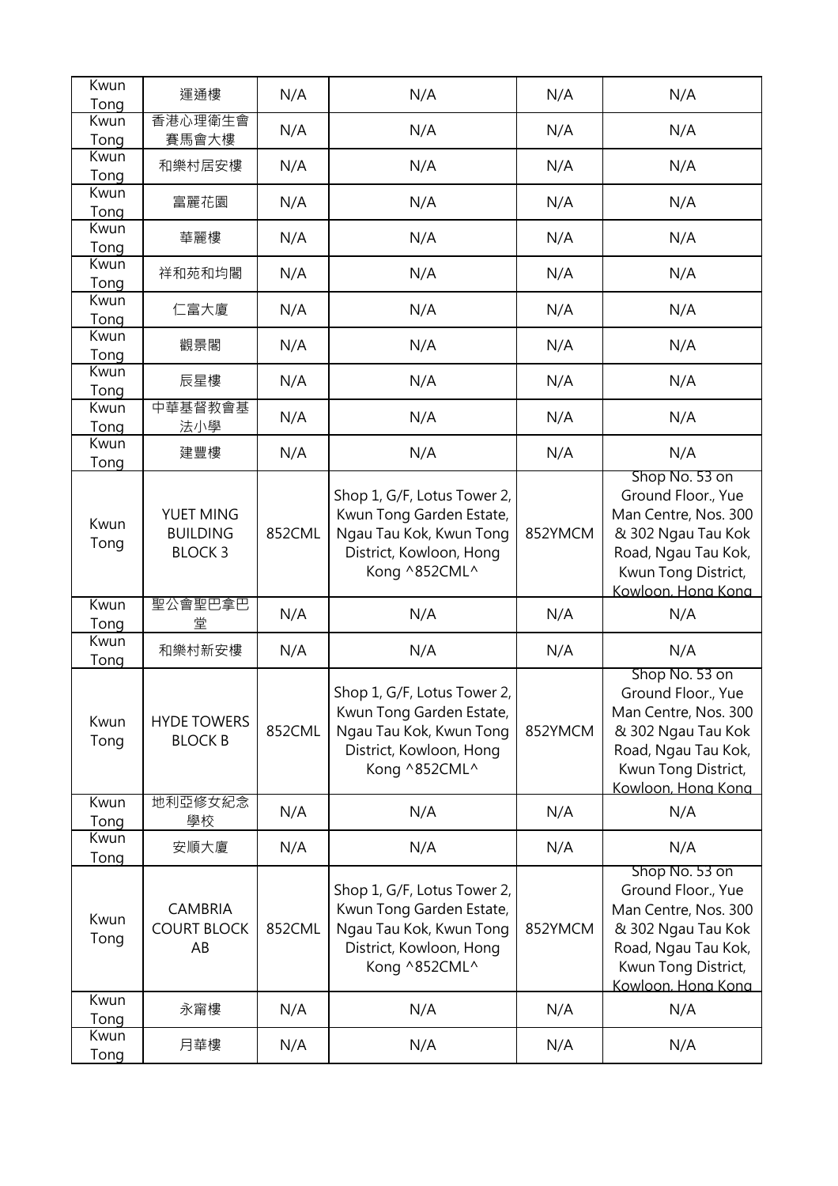| Kwun Tong | 運通樓 | N/A | N/A | N/A | N/A |
|---|---|---|---|---|---|
| Kwun Tong | 香港心理衛生會賽馬會大樓 | N/A | N/A | N/A | N/A |
| Kwun Tong | 和樂村居安樓 | N/A | N/A | N/A | N/A |
| Kwun Tong | 富麗花園 | N/A | N/A | N/A | N/A |
| Kwun Tong | 華麗樓 | N/A | N/A | N/A | N/A |
| Kwun Tong | 祥和苑和均閣 | N/A | N/A | N/A | N/A |
| Kwun Tong | 仁富大廈 | N/A | N/A | N/A | N/A |
| Kwun Tong | 觀景閣 | N/A | N/A | N/A | N/A |
| Kwun Tong | 辰星樓 | N/A | N/A | N/A | N/A |
| Kwun Tong | 中華基督教會基法小學 | N/A | N/A | N/A | N/A |
| Kwun Tong | 建豐樓 | N/A | N/A | N/A | N/A |
| Kwun Tong | YUET MING BUILDING BLOCK 3 | 852CML | Shop 1, G/F, Lotus Tower 2, Kwun Tong Garden Estate, Ngau Tau Kok, Kwun Tong District, Kowloon, Hong Kong ^852CML^ | 852YMCM | Shop No. 53 on Ground Floor., Yue Man Centre, Nos. 300 & 302 Ngau Tau Kok Road, Ngau Tau Kok, Kwun Tong District, Kowloon, Hong Kong |
| Kwun Tong | 聖公會聖巴拿巴堂 | N/A | N/A | N/A | N/A |
| Kwun Tong | 和樂村新安樓 | N/A | N/A | N/A | N/A |
| Kwun Tong | HYDE TOWERS BLOCK B | 852CML | Shop 1, G/F, Lotus Tower 2, Kwun Tong Garden Estate, Ngau Tau Kok, Kwun Tong District, Kowloon, Hong Kong ^852CML^ | 852YMCM | Shop No. 53 on Ground Floor., Yue Man Centre, Nos. 300 & 302 Ngau Tau Kok Road, Ngau Tau Kok, Kwun Tong District, Kowloon, Hong Kong |
| Kwun Tong | 地利亞修女紀念學校 | N/A | N/A | N/A | N/A |
| Kwun Tong | 安順大廈 | N/A | N/A | N/A | N/A |
| Kwun Tong | CAMBRIA COURT BLOCK AB | 852CML | Shop 1, G/F, Lotus Tower 2, Kwun Tong Garden Estate, Ngau Tau Kok, Kwun Tong District, Kowloon, Hong Kong ^852CML^ | 852YMCM | Shop No. 53 on Ground Floor., Yue Man Centre, Nos. 300 & 302 Ngau Tau Kok Road, Ngau Tau Kok, Kwun Tong District, Kowloon, Hong Kong |
| Kwun Tong | 永甯樓 | N/A | N/A | N/A | N/A |
| Kwun Tong | 月華樓 | N/A | N/A | N/A | N/A |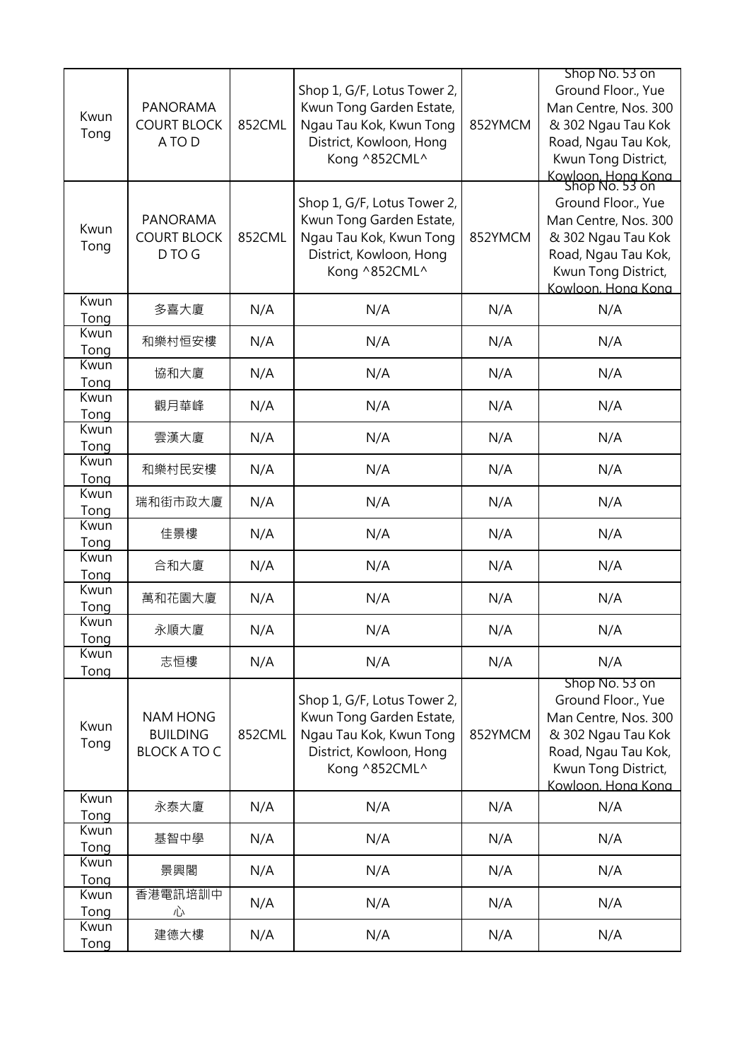| Kwun Tong | PANORAMA COURT BLOCK A TO D | 852CML | Shop 1, G/F, Lotus Tower 2, Kwun Tong Garden Estate, Ngau Tau Kok, Kwun Tong District, Kowloon, Hong Kong ^852CML^ | 852YMCM | Shop No. 53 on Ground Floor., Yue Man Centre, Nos. 300 & 302 Ngau Tau Kok Road, Ngau Tau Kok, Kwun Tong District, Kowloon, Hong Kong |
|---|---|---|---|---|---|
| Kwun Tong | PANORAMA COURT BLOCK D TO G | 852CML | Shop 1, G/F, Lotus Tower 2, Kwun Tong Garden Estate, Ngau Tau Kok, Kwun Tong District, Kowloon, Hong Kong ^852CML^ | 852YMCM | Shop No. 53 on Ground Floor., Yue Man Centre, Nos. 300 & 302 Ngau Tau Kok Road, Ngau Tau Kok, Kwun Tong District, Kowloon, Hong Kong |
| Kwun Tong | 多喜大廈 | N/A | N/A | N/A | N/A |
| Kwun Tong | 和樂村恒安樓 | N/A | N/A | N/A | N/A |
| Kwun Tong | 協和大廈 | N/A | N/A | N/A | N/A |
| Kwun Tong | 觀月華峰 | N/A | N/A | N/A | N/A |
| Kwun Tong | 雲漢大廈 | N/A | N/A | N/A | N/A |
| Kwun Tong | 和樂村民安樓 | N/A | N/A | N/A | N/A |
| Kwun Tong | 瑞和街市政大廈 | N/A | N/A | N/A | N/A |
| Kwun Tong | 佳景樓 | N/A | N/A | N/A | N/A |
| Kwun Tong | 合和大廈 | N/A | N/A | N/A | N/A |
| Kwun Tong | 萬和花園大廈 | N/A | N/A | N/A | N/A |
| Kwun Tong | 永順大廈 | N/A | N/A | N/A | N/A |
| Kwun Tong | 志恒樓 | N/A | N/A | N/A | N/A |
| Kwun Tong | NAM HONG BUILDING BLOCK A TO C | 852CML | Shop 1, G/F, Lotus Tower 2, Kwun Tong Garden Estate, Ngau Tau Kok, Kwun Tong District, Kowloon, Hong Kong ^852CML^ | 852YMCM | Shop No. 53 on Ground Floor., Yue Man Centre, Nos. 300 & 302 Ngau Tau Kok Road, Ngau Tau Kok, Kwun Tong District, Kowloon, Hong Kong |
| Kwun Tong | 永泰大廈 | N/A | N/A | N/A | N/A |
| Kwun Tong | 基智中學 | N/A | N/A | N/A | N/A |
| Kwun Tong | 景興閣 | N/A | N/A | N/A | N/A |
| Kwun Tong | 香港電訊培訓中心 | N/A | N/A | N/A | N/A |
| Kwun Tong | 建德大樓 | N/A | N/A | N/A | N/A |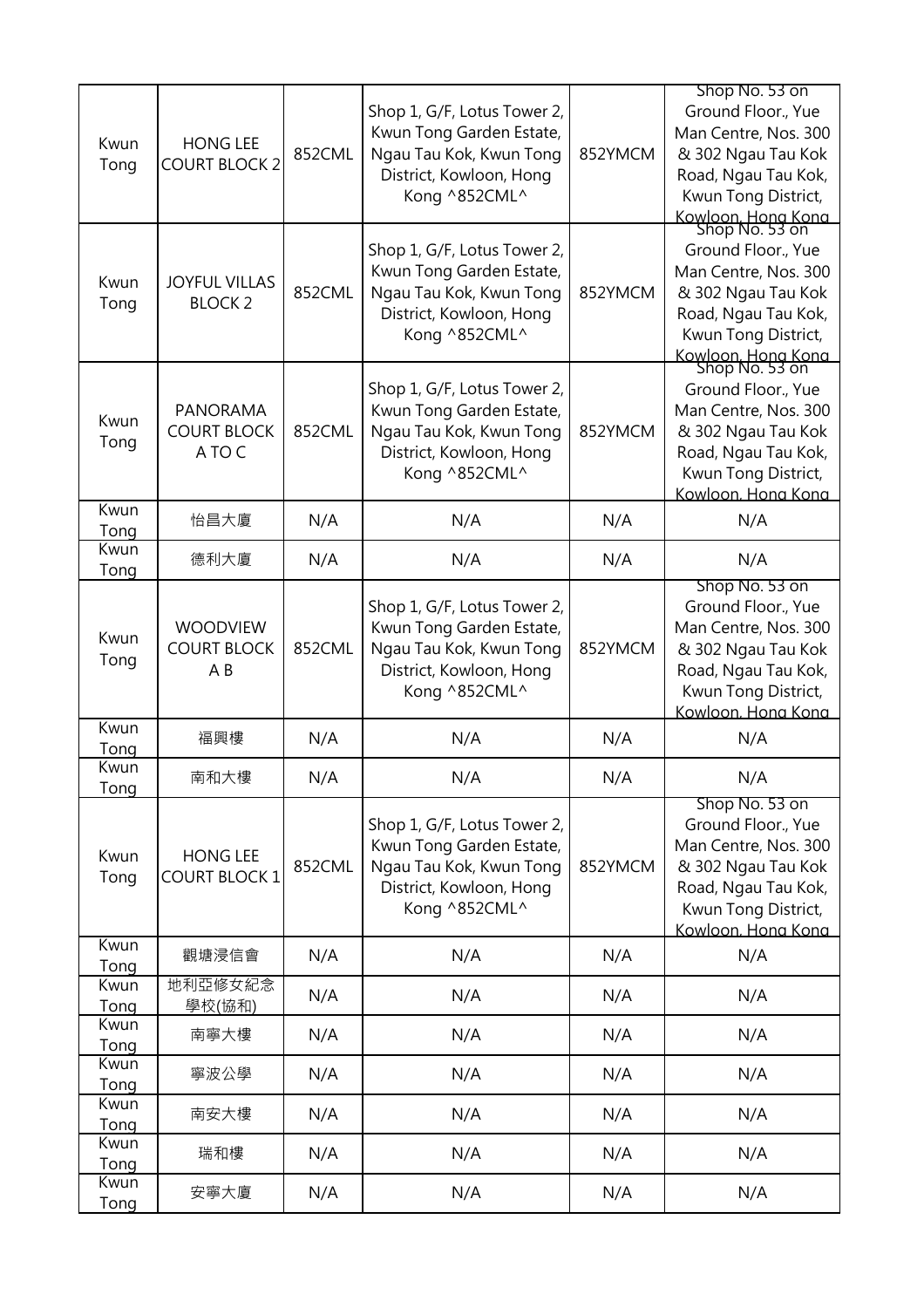| Kwun Tong | HONG LEE COURT BLOCK 2 | 852CML | Shop 1, G/F, Lotus Tower 2, Kwun Tong Garden Estate, Ngau Tau Kok, Kwun Tong District, Kowloon, Hong Kong ^852CML^ | 852YMCM | Shop No. 53 on Ground Floor., Yue Man Centre, Nos. 300 & 302 Ngau Tau Kok Road, Ngau Tau Kok, Kwun Tong District, Kowloon, Hong Kong |
|---|---|---|---|---|---|
| Kwun Tong | JOYFUL VILLAS BLOCK 2 | 852CML | Shop 1, G/F, Lotus Tower 2, Kwun Tong Garden Estate, Ngau Tau Kok, Kwun Tong District, Kowloon, Hong Kong ^852CML^ | 852YMCM | Shop No. 53 on Ground Floor., Yue Man Centre, Nos. 300 & 302 Ngau Tau Kok Road, Ngau Tau Kok, Kwun Tong District, Kowloon, Hong Kong |
| Kwun Tong | PANORAMA COURT BLOCK A TO C | 852CML | Shop 1, G/F, Lotus Tower 2, Kwun Tong Garden Estate, Ngau Tau Kok, Kwun Tong District, Kowloon, Hong Kong ^852CML^ | 852YMCM | Shop No. 53 on Ground Floor., Yue Man Centre, Nos. 300 & 302 Ngau Tau Kok Road, Ngau Tau Kok, Kwun Tong District, Kowloon, Hong Kong |
| Kwun Tong | 怡昌大廈 | N/A | N/A | N/A | N/A |
| Kwun Tong | 德利大廈 | N/A | N/A | N/A | N/A |
| Kwun Tong | WOODVIEW COURT BLOCK A B | 852CML | Shop 1, G/F, Lotus Tower 2, Kwun Tong Garden Estate, Ngau Tau Kok, Kwun Tong District, Kowloon, Hong Kong ^852CML^ | 852YMCM | Shop No. 53 on Ground Floor., Yue Man Centre, Nos. 300 & 302 Ngau Tau Kok Road, Ngau Tau Kok, Kwun Tong District, Kowloon, Hong Kong |
| Kwun Tong | 福興樓 | N/A | N/A | N/A | N/A |
| Kwun Tong | 南和大樓 | N/A | N/A | N/A | N/A |
| Kwun Tong | HONG LEE COURT BLOCK 1 | 852CML | Shop 1, G/F, Lotus Tower 2, Kwun Tong Garden Estate, Ngau Tau Kok, Kwun Tong District, Kowloon, Hong Kong ^852CML^ | 852YMCM | Shop No. 53 on Ground Floor., Yue Man Centre, Nos. 300 & 302 Ngau Tau Kok Road, Ngau Tau Kok, Kwun Tong District, Kowloon, Hong Kong |
| Kwun Tong | 觀塘浸信會 | N/A | N/A | N/A | N/A |
| Kwun Tong | 地利亞修女紀念學校(協和) | N/A | N/A | N/A | N/A |
| Kwun Tong | 南寧大樓 | N/A | N/A | N/A | N/A |
| Kwun Tong | 寧波公學 | N/A | N/A | N/A | N/A |
| Kwun Tong | 南安大樓 | N/A | N/A | N/A | N/A |
| Kwun Tong | 瑞和樓 | N/A | N/A | N/A | N/A |
| Kwun Tong | 安寧大廈 | N/A | N/A | N/A | N/A |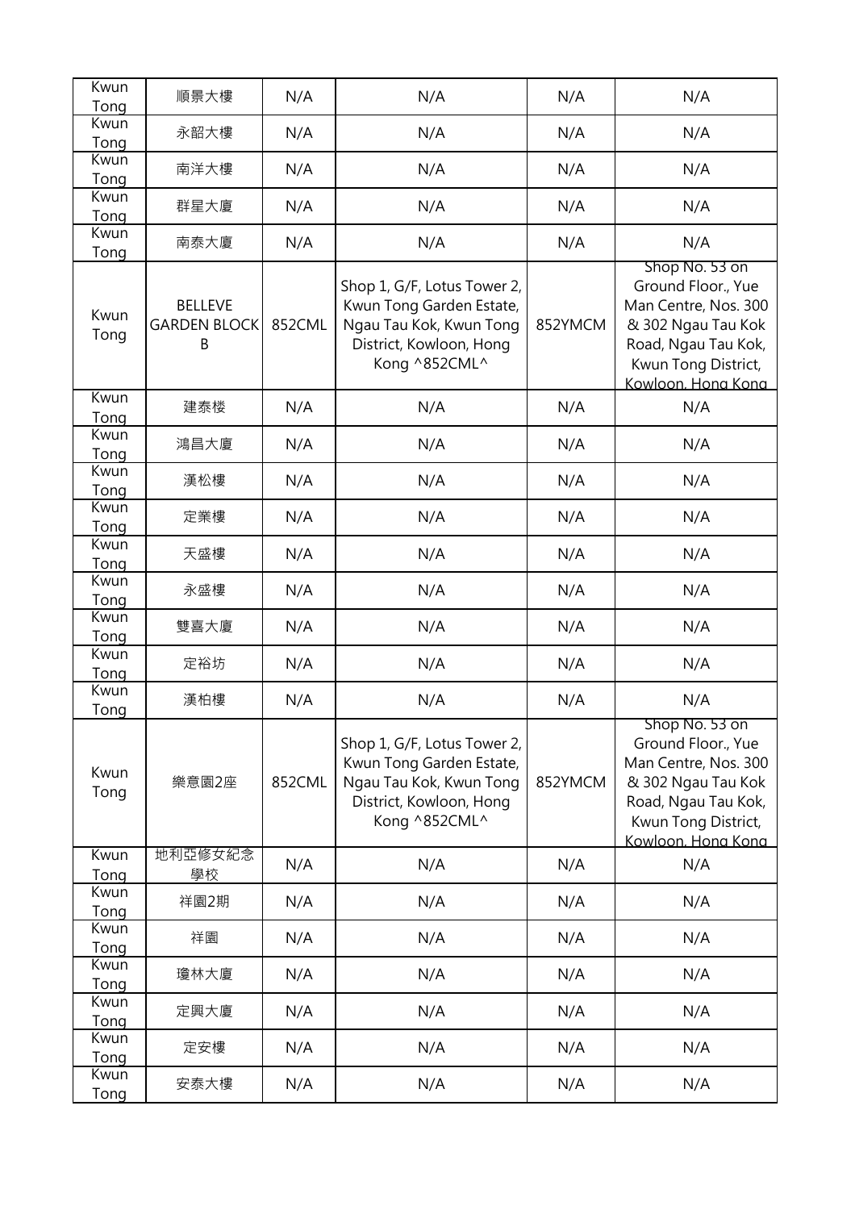| Kwun Tong | 順景大樓 | N/A | N/A | N/A | N/A |
|---|---|---|---|---|---|
| Kwun Tong | 永韶大樓 | N/A | N/A | N/A | N/A |
| Kwun Tong | 南洋大樓 | N/A | N/A | N/A | N/A |
| Kwun Tong | 群星大廈 | N/A | N/A | N/A | N/A |
| Kwun Tong | 南泰大廈 | N/A | N/A | N/A | N/A |
| Kwun Tong | BELLEVE GARDEN BLOCK B | 852CML | Shop 1, G/F, Lotus Tower 2, Kwun Tong Garden Estate, Ngau Tau Kok, Kwun Tong District, Kowloon, Hong Kong ^852CML^ | 852YMCM | Shop No. 53 on Ground Floor., Yue Man Centre, Nos. 300 & 302 Ngau Tau Kok Road, Ngau Tau Kok, Kwun Tong District, Kowloon, Hong Kong |
| Kwun Tong | 建泰楼 | N/A | N/A | N/A | N/A |
| Kwun Tong | 鴻昌大廈 | N/A | N/A | N/A | N/A |
| Kwun Tong | 漢松樓 | N/A | N/A | N/A | N/A |
| Kwun Tong | 定業樓 | N/A | N/A | N/A | N/A |
| Kwun Tong | 天盛樓 | N/A | N/A | N/A | N/A |
| Kwun Tong | 永盛樓 | N/A | N/A | N/A | N/A |
| Kwun Tong | 雙喜大廈 | N/A | N/A | N/A | N/A |
| Kwun Tong | 定裕坊 | N/A | N/A | N/A | N/A |
| Kwun Tong | 漢柏樓 | N/A | N/A | N/A | N/A |
| Kwun Tong | 樂意園2座 | 852CML | Shop 1, G/F, Lotus Tower 2, Kwun Tong Garden Estate, Ngau Tau Kok, Kwun Tong District, Kowloon, Hong Kong ^852CML^ | 852YMCM | Shop No. 53 on Ground Floor., Yue Man Centre, Nos. 300 & 302 Ngau Tau Kok Road, Ngau Tau Kok, Kwun Tong District, Kowloon, Hong Kong |
| Kwun Tong | 地利亞修女紀念學校 | N/A | N/A | N/A | N/A |
| Kwun Tong | 祥園2期 | N/A | N/A | N/A | N/A |
| Kwun Tong | 祥園 | N/A | N/A | N/A | N/A |
| Kwun Tong | 瓊林大廈 | N/A | N/A | N/A | N/A |
| Kwun Tong | 定興大廈 | N/A | N/A | N/A | N/A |
| Kwun Tong | 定安樓 | N/A | N/A | N/A | N/A |
| Kwun Tong | 安泰大樓 | N/A | N/A | N/A | N/A |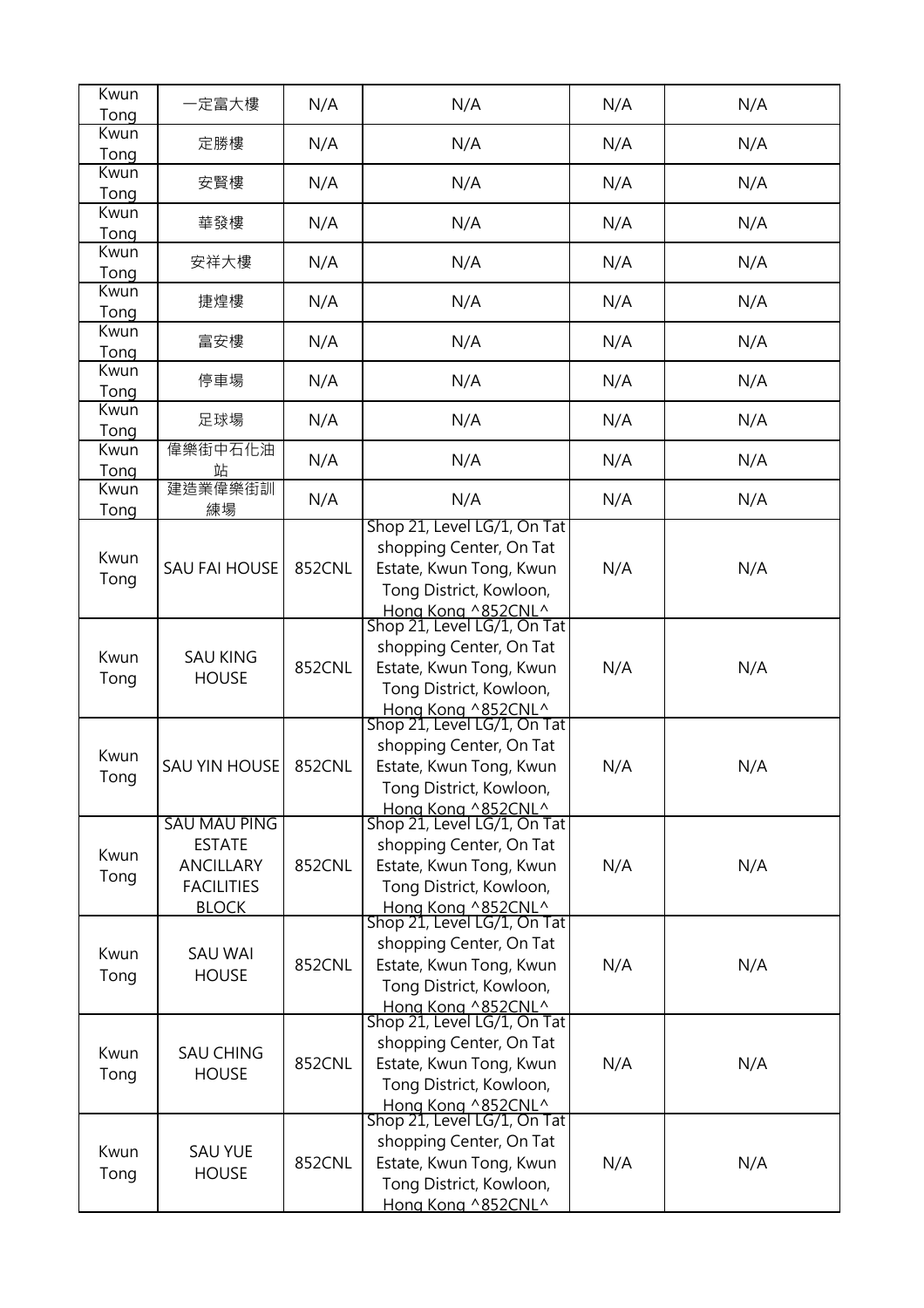| Kwun Tong | 一定富大樓 | N/A | N/A | N/A | N/A |
|---|---|---|---|---|---|
| Kwun Tong | 定勝樓 | N/A | N/A | N/A | N/A |
| Kwun Tong | 安賢樓 | N/A | N/A | N/A | N/A |
| Kwun Tong | 華發樓 | N/A | N/A | N/A | N/A |
| Kwun Tong | 安祥大樓 | N/A | N/A | N/A | N/A |
| Kwun Tong | 捷煌樓 | N/A | N/A | N/A | N/A |
| Kwun Tong | 富安樓 | N/A | N/A | N/A | N/A |
| Kwun Tong | 停車場 | N/A | N/A | N/A | N/A |
| Kwun Tong | 足球場 | N/A | N/A | N/A | N/A |
| Kwun Tong | 偉樂街中石化油站 | N/A | N/A | N/A | N/A |
| Kwun Tong | 建造業偉樂街訓練場 | N/A | N/A | N/A | N/A |
| Kwun Tong | SAU FAI HOUSE | 852CNL | Shop 21, Level LG/1, On Tat shopping Center, On Tat Estate, Kwun Tong, Kwun Tong District, Kowloon, Hong Kong ^852CNL^ | N/A | N/A |
| Kwun Tong | SAU KING HOUSE | 852CNL | Shop 21, Level LG/1, On Tat shopping Center, On Tat Estate, Kwun Tong, Kwun Tong District, Kowloon, Hong Kong ^852CNL^ | N/A | N/A |
| Kwun Tong | SAU YIN HOUSE | 852CNL | Shop 21, Level LG/1, On Tat shopping Center, On Tat Estate, Kwun Tong, Kwun Tong District, Kowloon, Hong Kong ^852CNL^ | N/A | N/A |
| Kwun Tong | SAU MAU PING ESTATE ANCILLARY FACILITIES BLOCK | 852CNL | Shop 21, Level LG/1, On Tat shopping Center, On Tat Estate, Kwun Tong, Kwun Tong District, Kowloon, Hong Kong ^852CNL^ | N/A | N/A |
| Kwun Tong | SAU WAI HOUSE | 852CNL | Shop 21, Level LG/1, On Tat shopping Center, On Tat Estate, Kwun Tong, Kwun Tong District, Kowloon, Hong Kong ^852CNL^ | N/A | N/A |
| Kwun Tong | SAU CHING HOUSE | 852CNL | Shop 21, Level LG/1, On Tat shopping Center, On Tat Estate, Kwun Tong, Kwun Tong District, Kowloon, Hong Kong ^852CNL^ | N/A | N/A |
| Kwun Tong | SAU YUE HOUSE | 852CNL | Shop 21, Level LG/1, On Tat shopping Center, On Tat Estate, Kwun Tong, Kwun Tong District, Kowloon, Hong Kong ^852CNL^ | N/A | N/A |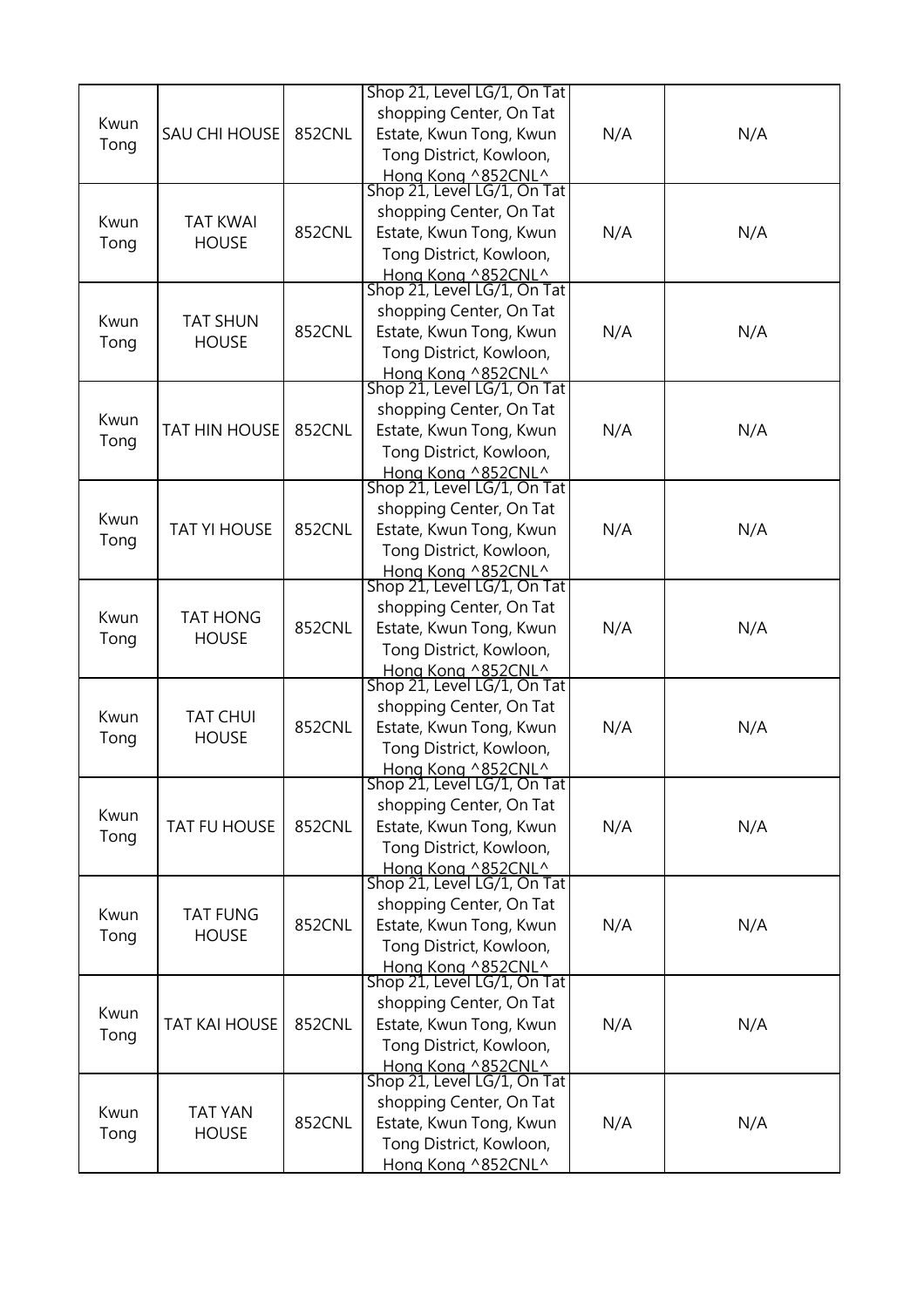| | | | | | |
|---|---|---|---|---|---|
| Kwun Tong | SAU CHI HOUSE | 852CNL | Shop 21, Level LG/1, On Tat shopping Center, On Tat Estate, Kwun Tong, Kwun Tong District, Kowloon, Hong Kong ^852CNL^ | N/A | N/A |
| Kwun Tong | TAT KWAI HOUSE | 852CNL | Shop 21, Level LG/1, On Tat shopping Center, On Tat Estate, Kwun Tong, Kwun Tong District, Kowloon, Hong Kong ^852CNL^ | N/A | N/A |
| Kwun Tong | TAT SHUN HOUSE | 852CNL | Shop 21, Level LG/1, On Tat shopping Center, On Tat Estate, Kwun Tong, Kwun Tong District, Kowloon, Hong Kong ^852CNL^ | N/A | N/A |
| Kwun Tong | TAT HIN HOUSE | 852CNL | Shop 21, Level LG/1, On Tat shopping Center, On Tat Estate, Kwun Tong, Kwun Tong District, Kowloon, Hong Kong ^852CNL^ | N/A | N/A |
| Kwun Tong | TAT YI HOUSE | 852CNL | Shop 21, Level LG/1, On Tat shopping Center, On Tat Estate, Kwun Tong, Kwun Tong District, Kowloon, Hong Kong ^852CNL^ | N/A | N/A |
| Kwun Tong | TAT HONG HOUSE | 852CNL | Shop 21, Level LG/1, On Tat shopping Center, On Tat Estate, Kwun Tong, Kwun Tong District, Kowloon, Hong Kong ^852CNL^ | N/A | N/A |
| Kwun Tong | TAT CHUI HOUSE | 852CNL | Shop 21, Level LG/1, On Tat shopping Center, On Tat Estate, Kwun Tong, Kwun Tong District, Kowloon, Hong Kong ^852CNL^ | N/A | N/A |
| Kwun Tong | TAT FU HOUSE | 852CNL | Shop 21, Level LG/1, On Tat shopping Center, On Tat Estate, Kwun Tong, Kwun Tong District, Kowloon, Hong Kong ^852CNL^ | N/A | N/A |
| Kwun Tong | TAT FUNG HOUSE | 852CNL | Shop 21, Level LG/1, On Tat shopping Center, On Tat Estate, Kwun Tong, Kwun Tong District, Kowloon, Hong Kong ^852CNL^ | N/A | N/A |
| Kwun Tong | TAT KAI HOUSE | 852CNL | Shop 21, Level LG/1, On Tat shopping Center, On Tat Estate, Kwun Tong, Kwun Tong District, Kowloon, Hong Kong ^852CNL^ | N/A | N/A |
| Kwun Tong | TAT YAN HOUSE | 852CNL | Shop 21, Level LG/1, On Tat shopping Center, On Tat Estate, Kwun Tong, Kwun Tong District, Kowloon, Hong Kong ^852CNL^ | N/A | N/A |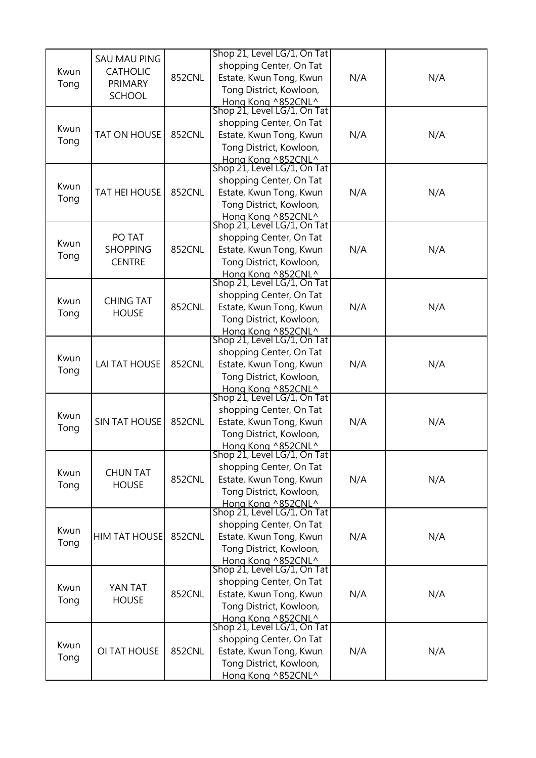| Kwun Tong | SAU MAU PING CATHOLIC PRIMARY SCHOOL | 852CNL | Shop 21, Level LG/1, On Tat shopping Center, On Tat Estate, Kwun Tong, Kwun Tong District, Kowloon, Hong Kong ^852CNL^ | N/A | N/A |
|---|---|---|---|---|---|
| Kwun Tong | TAT ON HOUSE | 852CNL | Shop 21, Level LG/1, On Tat shopping Center, On Tat Estate, Kwun Tong, Kwun Tong District, Kowloon, Hong Kong ^852CNL^ | N/A | N/A |
| Kwun Tong | TAT HEI HOUSE | 852CNL | Shop 21, Level LG/1, On Tat shopping Center, On Tat Estate, Kwun Tong, Kwun Tong District, Kowloon, Hong Kong ^852CNL^ | N/A | N/A |
| Kwun Tong | PO TAT SHOPPING CENTRE | 852CNL | Shop 21, Level LG/1, On Tat shopping Center, On Tat Estate, Kwun Tong, Kwun Tong District, Kowloon, Hong Kong ^852CNL^ | N/A | N/A |
| Kwun Tong | CHING TAT HOUSE | 852CNL | Shop 21, Level LG/1, On Tat shopping Center, On Tat Estate, Kwun Tong, Kwun Tong District, Kowloon, Hong Kong ^852CNL^ | N/A | N/A |
| Kwun Tong | LAI TAT HOUSE | 852CNL | Shop 21, Level LG/1, On Tat shopping Center, On Tat Estate, Kwun Tong, Kwun Tong District, Kowloon, Hong Kong ^852CNL^ | N/A | N/A |
| Kwun Tong | SIN TAT HOUSE | 852CNL | Shop 21, Level LG/1, On Tat shopping Center, On Tat Estate, Kwun Tong, Kwun Tong District, Kowloon, Hong Kong ^852CNL^ | N/A | N/A |
| Kwun Tong | CHUN TAT HOUSE | 852CNL | Shop 21, Level LG/1, On Tat shopping Center, On Tat Estate, Kwun Tong, Kwun Tong District, Kowloon, Hong Kong ^852CNL^ | N/A | N/A |
| Kwun Tong | HIM TAT HOUSE | 852CNL | Shop 21, Level LG/1, On Tat shopping Center, On Tat Estate, Kwun Tong, Kwun Tong District, Kowloon, Hong Kong ^852CNL^ | N/A | N/A |
| Kwun Tong | YAN TAT HOUSE | 852CNL | Shop 21, Level LG/1, On Tat shopping Center, On Tat Estate, Kwun Tong, Kwun Tong District, Kowloon, Hong Kong ^852CNL^ | N/A | N/A |
| Kwun Tong | OI TAT HOUSE | 852CNL | Shop 21, Level LG/1, On Tat shopping Center, On Tat Estate, Kwun Tong, Kwun Tong District, Kowloon, Hong Kong ^852CNL^ | N/A | N/A |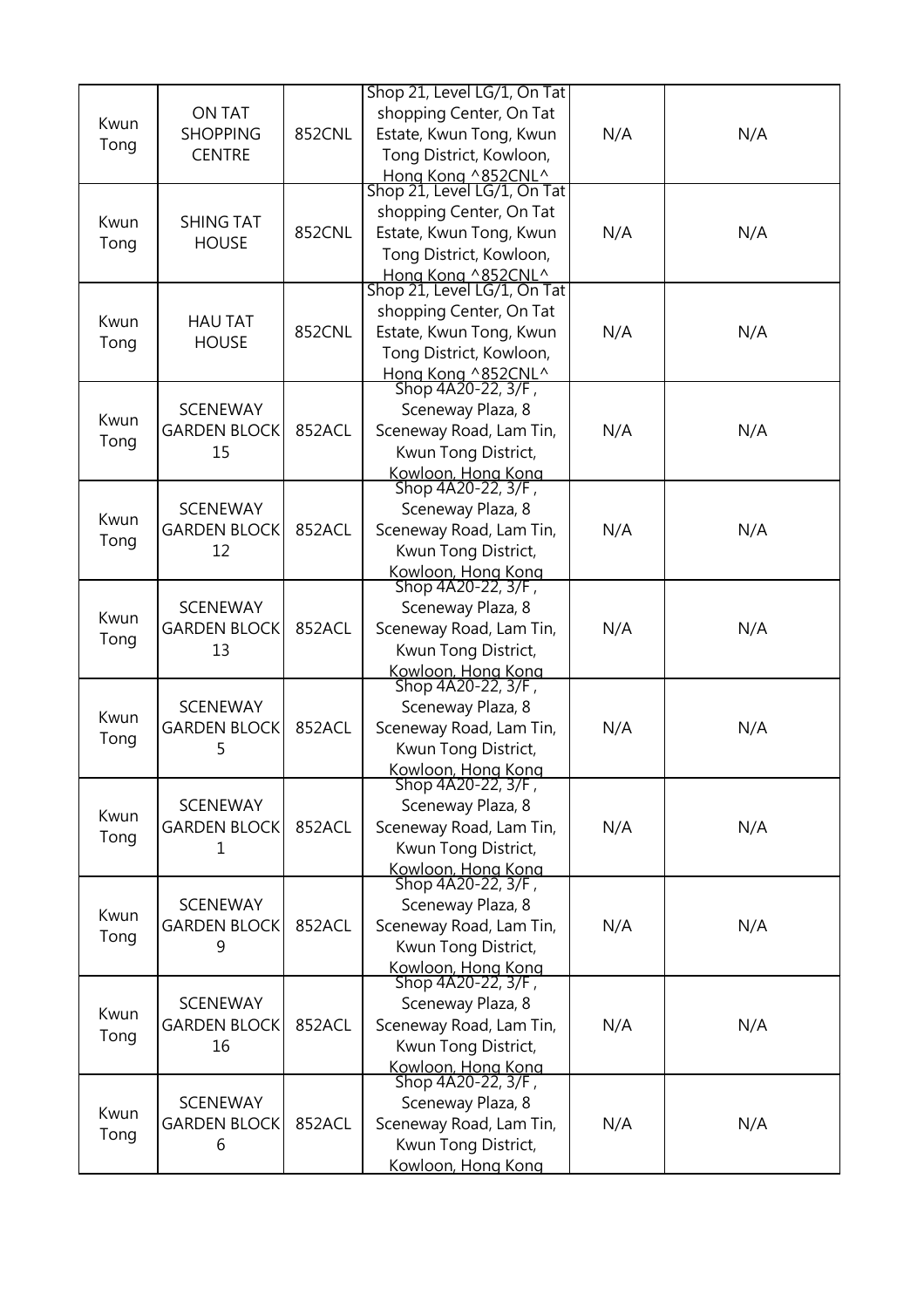| Kwun Tong | ON TAT SHOPPING CENTRE | 852CNL | Shop 21, Level LG/1, On Tat shopping Center, On Tat Estate, Kwun Tong, Kwun Tong District, Kowloon, Hong Kong ^852CNL^ | N/A | N/A |
|---|---|---|---|---|---|
| Kwun Tong | SHING TAT HOUSE | 852CNL | Shop 21, Level LG/1, On Tat shopping Center, On Tat Estate, Kwun Tong, Kwun Tong District, Kowloon, Hong Kong ^852CNL^ | N/A | N/A |
| Kwun Tong | HAU TAT HOUSE | 852CNL | Shop 21, Level LG/1, On Tat shopping Center, On Tat Estate, Kwun Tong, Kwun Tong District, Kowloon, Hong Kong ^852CNL^ | N/A | N/A |
| Kwun Tong | SCENEWAY GARDEN BLOCK 15 | 852ACL | Shop 4A20-22, 3/F, Sceneway Plaza, 8 Sceneway Road, Lam Tin, Kwun Tong District, Kowloon, Hong Kong | N/A | N/A |
| Kwun Tong | SCENEWAY GARDEN BLOCK 12 | 852ACL | Shop 4A20-22, 3/F, Sceneway Plaza, 8 Sceneway Road, Lam Tin, Kwun Tong District, Kowloon, Hong Kong | N/A | N/A |
| Kwun Tong | SCENEWAY GARDEN BLOCK 13 | 852ACL | Shop 4A20-22, 3/F, Sceneway Plaza, 8 Sceneway Road, Lam Tin, Kwun Tong District, Kowloon, Hong Kong | N/A | N/A |
| Kwun Tong | SCENEWAY GARDEN BLOCK 5 | 852ACL | Shop 4A20-22, 3/F, Sceneway Plaza, 8 Sceneway Road, Lam Tin, Kwun Tong District, Kowloon, Hong Kong | N/A | N/A |
| Kwun Tong | SCENEWAY GARDEN BLOCK 1 | 852ACL | Shop 4A20-22, 3/F, Sceneway Plaza, 8 Sceneway Road, Lam Tin, Kwun Tong District, Kowloon, Hong Kong | N/A | N/A |
| Kwun Tong | SCENEWAY GARDEN BLOCK 9 | 852ACL | Shop 4A20-22, 3/F, Sceneway Plaza, 8 Sceneway Road, Lam Tin, Kwun Tong District, Kowloon, Hong Kong | N/A | N/A |
| Kwun Tong | SCENEWAY GARDEN BLOCK 16 | 852ACL | Shop 4A20-22, 3/F, Sceneway Plaza, 8 Sceneway Road, Lam Tin, Kwun Tong District, Kowloon, Hong Kong | N/A | N/A |
| Kwun Tong | SCENEWAY GARDEN BLOCK 6 | 852ACL | Shop 4A20-22, 3/F, Sceneway Plaza, 8 Sceneway Road, Lam Tin, Kwun Tong District, Kowloon, Hong Kong | N/A | N/A |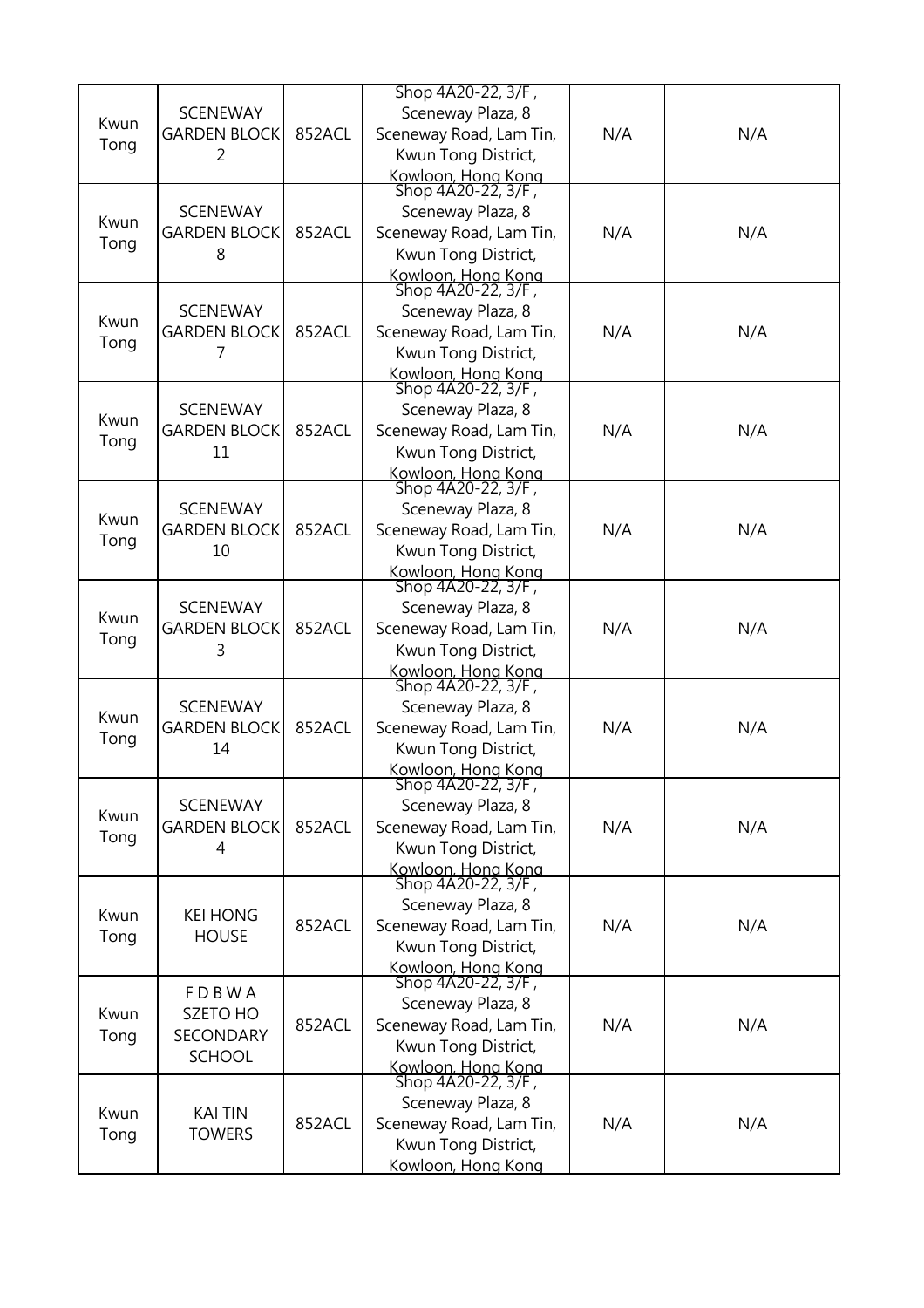| Kwun Tong | SCENEWAY GARDEN BLOCK 2 | 852ACL | Shop 4A20-22, 3/F , Sceneway Plaza, 8 Sceneway Road, Lam Tin, Kwun Tong District, Kowloon, Hong Kong | N/A | N/A |
|---|---|---|---|---|---|
| Kwun Tong | SCENEWAY GARDEN BLOCK 8 | 852ACL | Shop 4A20-22, 3/F , Sceneway Plaza, 8 Sceneway Road, Lam Tin, Kwun Tong District, Kowloon, Hong Kong | N/A | N/A |
| Kwun Tong | SCENEWAY GARDEN BLOCK 7 | 852ACL | Shop 4A20-22, 3/F , Sceneway Plaza, 8 Sceneway Road, Lam Tin, Kwun Tong District, Kowloon, Hong Kong | N/A | N/A |
| Kwun Tong | SCENEWAY GARDEN BLOCK 11 | 852ACL | Shop 4A20-22, 3/F , Sceneway Plaza, 8 Sceneway Road, Lam Tin, Kwun Tong District, Kowloon, Hong Kong | N/A | N/A |
| Kwun Tong | SCENEWAY GARDEN BLOCK 10 | 852ACL | Shop 4A20-22, 3/F , Sceneway Plaza, 8 Sceneway Road, Lam Tin, Kwun Tong District, Kowloon, Hong Kong | N/A | N/A |
| Kwun Tong | SCENEWAY GARDEN BLOCK 3 | 852ACL | Shop 4A20-22, 3/F , Sceneway Plaza, 8 Sceneway Road, Lam Tin, Kwun Tong District, Kowloon, Hong Kong | N/A | N/A |
| Kwun Tong | SCENEWAY GARDEN BLOCK 14 | 852ACL | Shop 4A20-22, 3/F , Sceneway Plaza, 8 Sceneway Road, Lam Tin, Kwun Tong District, Kowloon, Hong Kong | N/A | N/A |
| Kwun Tong | SCENEWAY GARDEN BLOCK 4 | 852ACL | Shop 4A20-22, 3/F , Sceneway Plaza, 8 Sceneway Road, Lam Tin, Kwun Tong District, Kowloon, Hong Kong | N/A | N/A |
| Kwun Tong | KEI HONG HOUSE | 852ACL | Shop 4A20-22, 3/F , Sceneway Plaza, 8 Sceneway Road, Lam Tin, Kwun Tong District, Kowloon, Hong Kong | N/A | N/A |
| Kwun Tong | F D B W A SZETO HO SECONDARY SCHOOL | 852ACL | Shop 4A20-22, 3/F , Sceneway Plaza, 8 Sceneway Road, Lam Tin, Kwun Tong District, Kowloon, Hong Kong | N/A | N/A |
| Kwun Tong | KAI TIN TOWERS | 852ACL | Shop 4A20-22, 3/F , Sceneway Plaza, 8 Sceneway Road, Lam Tin, Kwun Tong District, Kowloon, Hong Kong | N/A | N/A |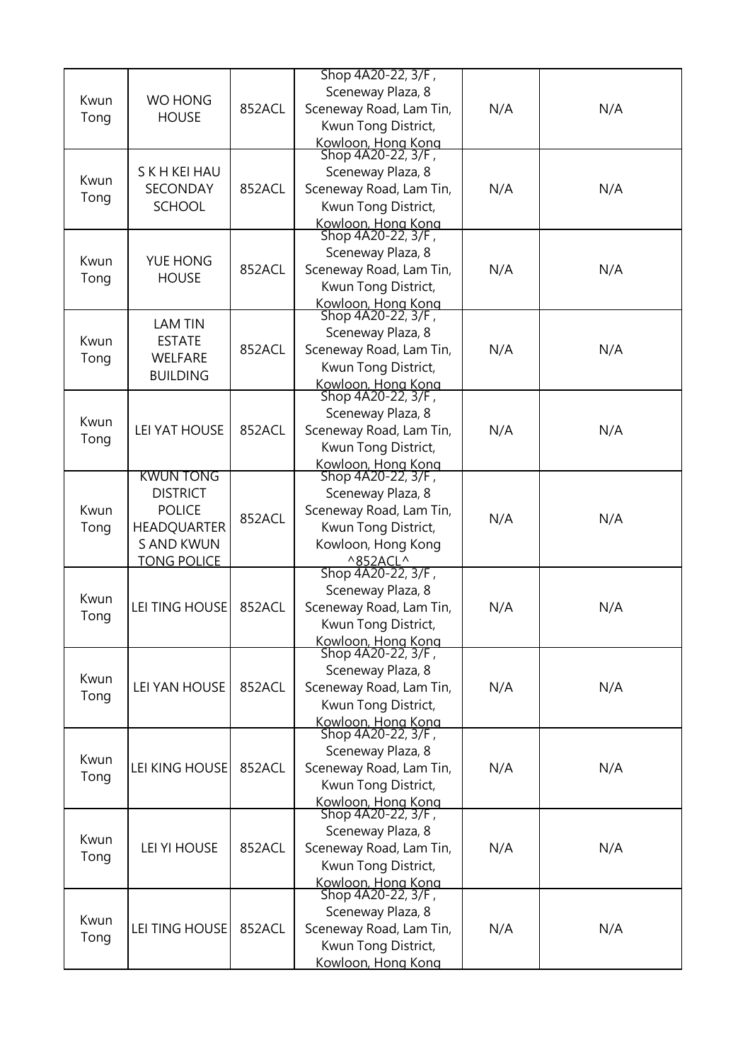| | | | | | |
|---|---|---|---|---|---|
| Kwun Tong | WO HONG HOUSE | 852ACL | Shop 4A20-22, 3/F , Sceneway Plaza, 8 Sceneway Road, Lam Tin, Kwun Tong District, Kowloon, Hong Kong | N/A | N/A |
| Kwun Tong | S K H KEI HAU SECONDAY SCHOOL | 852ACL | Shop 4A20-22, 3/F , Sceneway Plaza, 8 Sceneway Road, Lam Tin, Kwun Tong District, Kowloon, Hong Kong | N/A | N/A |
| Kwun Tong | YUE HONG HOUSE | 852ACL | Shop 4A20-22, 3/F , Sceneway Plaza, 8 Sceneway Road, Lam Tin, Kwun Tong District, Kowloon, Hong Kong | N/A | N/A |
| Kwun Tong | LAM TIN ESTATE WELFARE BUILDING | 852ACL | Shop 4A20-22, 3/F , Sceneway Plaza, 8 Sceneway Road, Lam Tin, Kwun Tong District, Kowloon, Hong Kong | N/A | N/A |
| Kwun Tong | LEI YAT HOUSE | 852ACL | Shop 4A20-22, 3/F , Sceneway Plaza, 8 Sceneway Road, Lam Tin, Kwun Tong District, Kowloon, Hong Kong | N/A | N/A |
| Kwun Tong | KWUN TONG DISTRICT POLICE HEADQUARTERS AND KWUN TONG POLICE | 852ACL | Shop 4A20-22, 3/F , Sceneway Plaza, 8 Sceneway Road, Lam Tin, Kwun Tong District, Kowloon, Hong Kong ^852ACL^ | N/A | N/A |
| Kwun Tong | LEI TING HOUSE | 852ACL | Shop 4A20-22, 3/F , Sceneway Plaza, 8 Sceneway Road, Lam Tin, Kwun Tong District, Kowloon, Hong Kong | N/A | N/A |
| Kwun Tong | LEI YAN HOUSE | 852ACL | Shop 4A20-22, 3/F , Sceneway Plaza, 8 Sceneway Road, Lam Tin, Kwun Tong District, Kowloon, Hong Kong | N/A | N/A |
| Kwun Tong | LEI KING HOUSE | 852ACL | Shop 4A20-22, 3/F , Sceneway Plaza, 8 Sceneway Road, Lam Tin, Kwun Tong District, Kowloon, Hong Kong | N/A | N/A |
| Kwun Tong | LEI YI HOUSE | 852ACL | Shop 4A20-22, 3/F , Sceneway Plaza, 8 Sceneway Road, Lam Tin, Kwun Tong District, Kowloon, Hong Kong | N/A | N/A |
| Kwun Tong | LEI TING HOUSE | 852ACL | Shop 4A20-22, 3/F , Sceneway Plaza, 8 Sceneway Road, Lam Tin, Kwun Tong District, Kowloon, Hong Kong | N/A | N/A |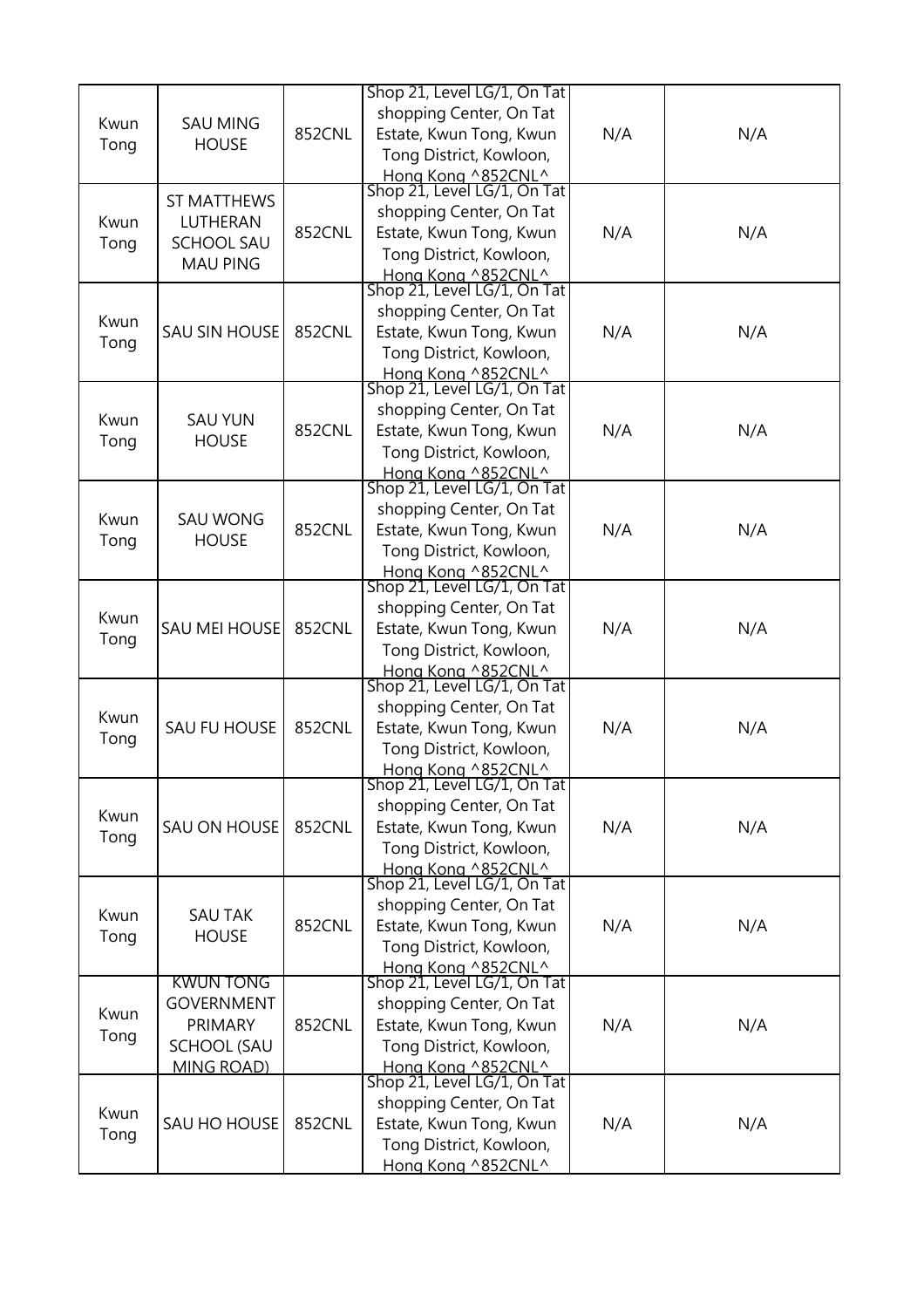| Kwun Tong | SAU MING HOUSE | 852CNL | Shop 21, Level LG/1, On Tat shopping Center, On Tat Estate, Kwun Tong, Kwun Tong District, Kowloon, Hong Kong ^852CNL^ | N/A | N/A |
|---|---|---|---|---|---|
| Kwun Tong | ST MATTHEWS LUTHERAN SCHOOL SAU MAU PING | 852CNL | Shop 21, Level LG/1, On Tat shopping Center, On Tat Estate, Kwun Tong, Kwun Tong District, Kowloon, Hong Kong ^852CNL^ | N/A | N/A |
| Kwun Tong | SAU SIN HOUSE | 852CNL | Shop 21, Level LG/1, On Tat shopping Center, On Tat Estate, Kwun Tong, Kwun Tong District, Kowloon, Hong Kong ^852CNL^ | N/A | N/A |
| Kwun Tong | SAU YUN HOUSE | 852CNL | Shop 21, Level LG/1, On Tat shopping Center, On Tat Estate, Kwun Tong, Kwun Tong District, Kowloon, Hong Kong ^852CNL^ | N/A | N/A |
| Kwun Tong | SAU WONG HOUSE | 852CNL | Shop 21, Level LG/1, On Tat shopping Center, On Tat Estate, Kwun Tong, Kwun Tong District, Kowloon, Hong Kong ^852CNL^ | N/A | N/A |
| Kwun Tong | SAU MEI HOUSE | 852CNL | Shop 21, Level LG/1, On Tat shopping Center, On Tat Estate, Kwun Tong, Kwun Tong District, Kowloon, Hong Kong ^852CNL^ | N/A | N/A |
| Kwun Tong | SAU FU HOUSE | 852CNL | Shop 21, Level LG/1, On Tat shopping Center, On Tat Estate, Kwun Tong, Kwun Tong District, Kowloon, Hong Kong ^852CNL^ | N/A | N/A |
| Kwun Tong | SAU ON HOUSE | 852CNL | Shop 21, Level LG/1, On Tat shopping Center, On Tat Estate, Kwun Tong, Kwun Tong District, Kowloon, Hong Kong ^852CNL^ | N/A | N/A |
| Kwun Tong | SAU TAK HOUSE | 852CNL | Shop 21, Level LG/1, On Tat shopping Center, On Tat Estate, Kwun Tong, Kwun Tong District, Kowloon, Hong Kong ^852CNL^ | N/A | N/A |
| Kwun Tong | KWUN TONG GOVERNMENT PRIMARY SCHOOL (SAU MING ROAD) | 852CNL | Shop 21, Level LG/1, On Tat shopping Center, On Tat Estate, Kwun Tong, Kwun Tong District, Kowloon, Hong Kong ^852CNL^ | N/A | N/A |
| Kwun Tong | SAU HO HOUSE | 852CNL | Shop 21, Level LG/1, On Tat shopping Center, On Tat Estate, Kwun Tong, Kwun Tong District, Kowloon, Hong Kong ^852CNL^ | N/A | N/A |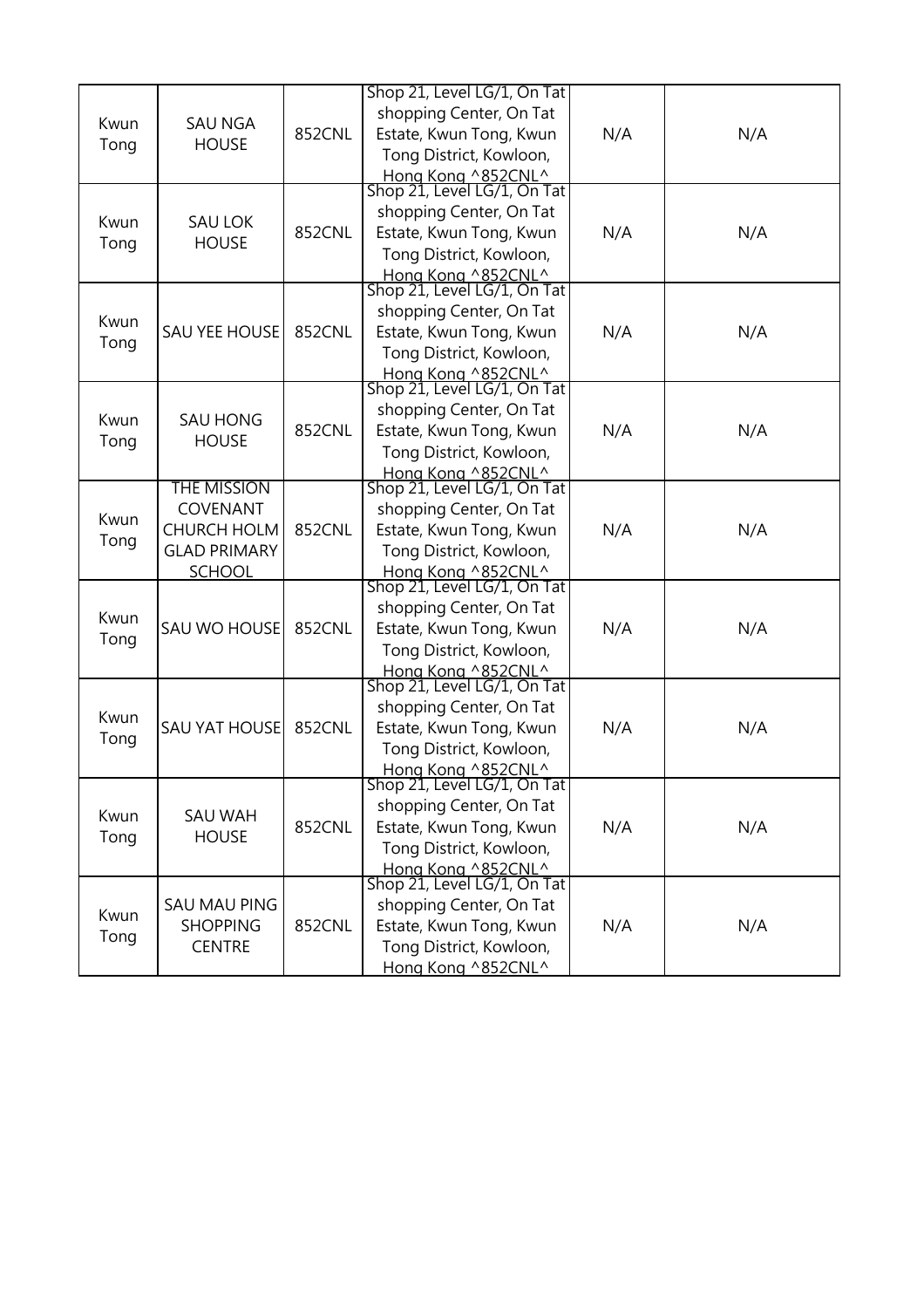| | | | | | |
|---|---|---|---|---|---|
| Kwun Tong | SAU NGA HOUSE | 852CNL | Shop 21, Level LG/1, On Tat shopping Center, On Tat Estate, Kwun Tong, Kwun Tong District, Kowloon, Hong Kong ^852CNL^ | N/A | N/A |
| Kwun Tong | SAU LOK HOUSE | 852CNL | Shop 21, Level LG/1, On Tat shopping Center, On Tat Estate, Kwun Tong, Kwun Tong District, Kowloon, Hong Kong ^852CNL^ | N/A | N/A |
| Kwun Tong | SAU YEE HOUSE | 852CNL | Shop 21, Level LG/1, On Tat shopping Center, On Tat Estate, Kwun Tong, Kwun Tong District, Kowloon, Hong Kong ^852CNL^ | N/A | N/A |
| Kwun Tong | SAU HONG HOUSE | 852CNL | Shop 21, Level LG/1, On Tat shopping Center, On Tat Estate, Kwun Tong, Kwun Tong District, Kowloon, Hong Kong ^852CNL^ | N/A | N/A |
| Kwun Tong | THE MISSION COVENANT CHURCH HOLM GLAD PRIMARY SCHOOL | 852CNL | Shop 21, Level LG/1, On Tat shopping Center, On Tat Estate, Kwun Tong, Kwun Tong District, Kowloon, Hong Kong ^852CNL^ | N/A | N/A |
| Kwun Tong | SAU WO HOUSE | 852CNL | Shop 21, Level LG/1, On Tat shopping Center, On Tat Estate, Kwun Tong, Kwun Tong District, Kowloon, Hong Kong ^852CNL^ | N/A | N/A |
| Kwun Tong | SAU YAT HOUSE | 852CNL | Shop 21, Level LG/1, On Tat shopping Center, On Tat Estate, Kwun Tong, Kwun Tong District, Kowloon, Hong Kong ^852CNL^ | N/A | N/A |
| Kwun Tong | SAU WAH HOUSE | 852CNL | Shop 21, Level LG/1, On Tat shopping Center, On Tat Estate, Kwun Tong, Kwun Tong District, Kowloon, Hong Kong ^852CNL^ | N/A | N/A |
| Kwun Tong | SAU MAU PING SHOPPING CENTRE | 852CNL | Shop 21, Level LG/1, On Tat shopping Center, On Tat Estate, Kwun Tong, Kwun Tong District, Kowloon, Hong Kong ^852CNL^ | N/A | N/A |